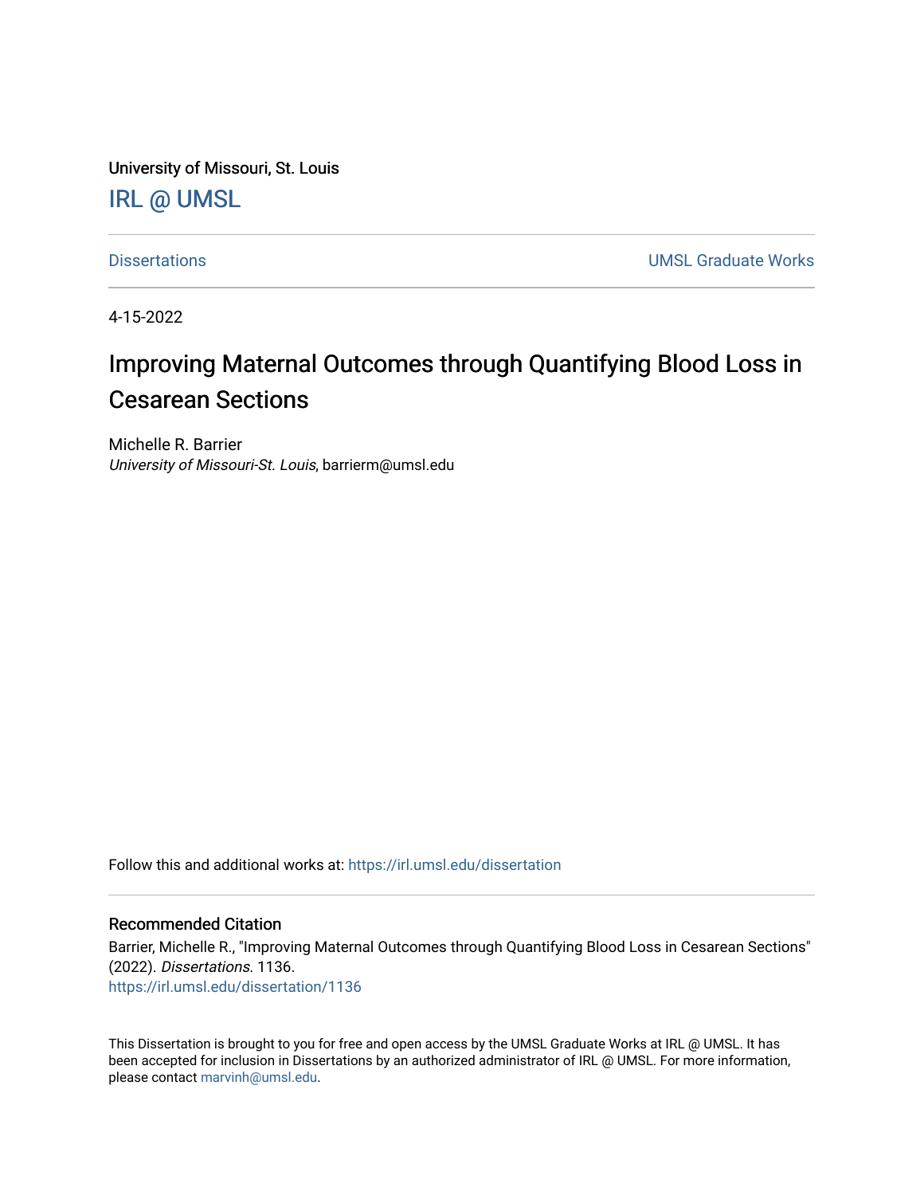University of Missouri, St. Louis

IRL @ UMSL

Dissertations | UMSL Graduate Works

4-15-2022

# Improving Maternal Outcomes through Quantifying Blood Loss in Cesarean Sections

Michelle R. Barrier
*University of Missouri-St. Louis*, barrierm@umsl.edu

Follow this and additional works at: https://irl.umsl.edu/dissertation

## Recommended Citation

Barrier, Michelle R., "Improving Maternal Outcomes through Quantifying Blood Loss in Cesarean Sections" (2022). *Dissertations*. 1136.
https://irl.umsl.edu/dissertation/1136

This Dissertation is brought to you for free and open access by the UMSL Graduate Works at IRL @ UMSL. It has been accepted for inclusion in Dissertations by an authorized administrator of IRL @ UMSL. For more information, please contact marvinh@umsl.edu.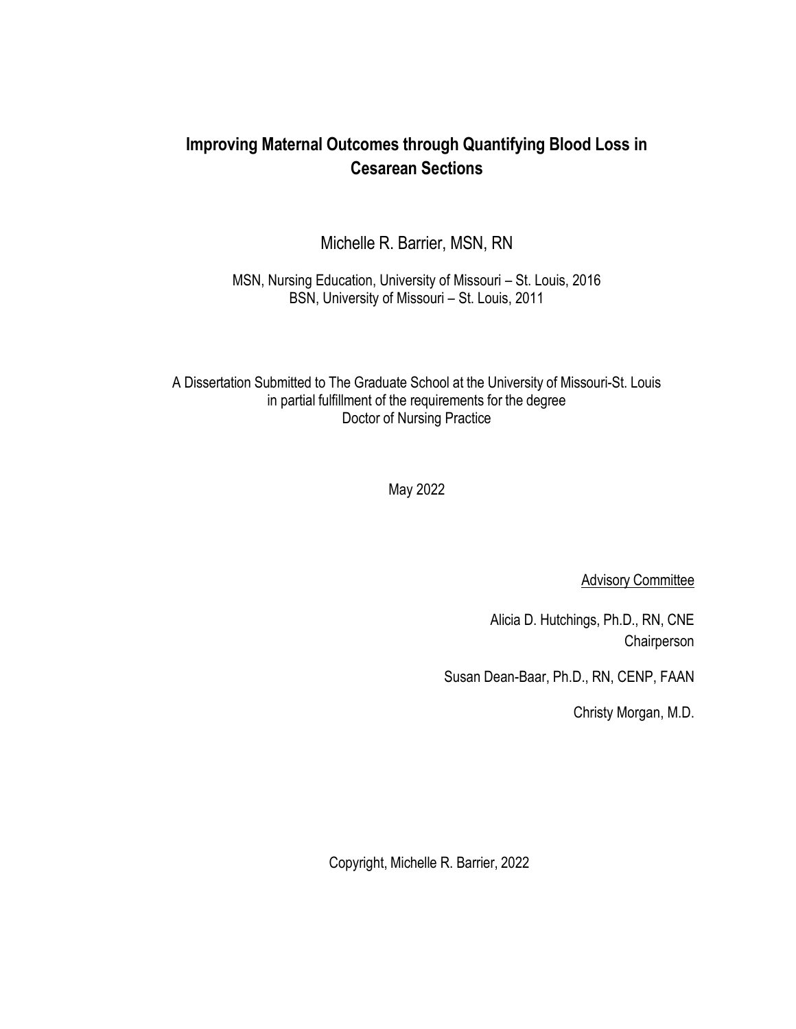# Improving Maternal Outcomes through Quantifying Blood Loss in Cesarean Sections

Michelle R. Barrier, MSN, RN

MSN, Nursing Education, University of Missouri – St. Louis, 2016
BSN, University of Missouri – St. Louis, 2011

A Dissertation Submitted to The Graduate School at the University of Missouri-St. Louis in partial fulfillment of the requirements for the degree Doctor of Nursing Practice

May 2022

Advisory Committee

Alicia D. Hutchings, Ph.D., RN, CNE
Chairperson

Susan Dean-Baar, Ph.D., RN, CENP, FAAN

Christy Morgan, M.D.

Copyright, Michelle R. Barrier, 2022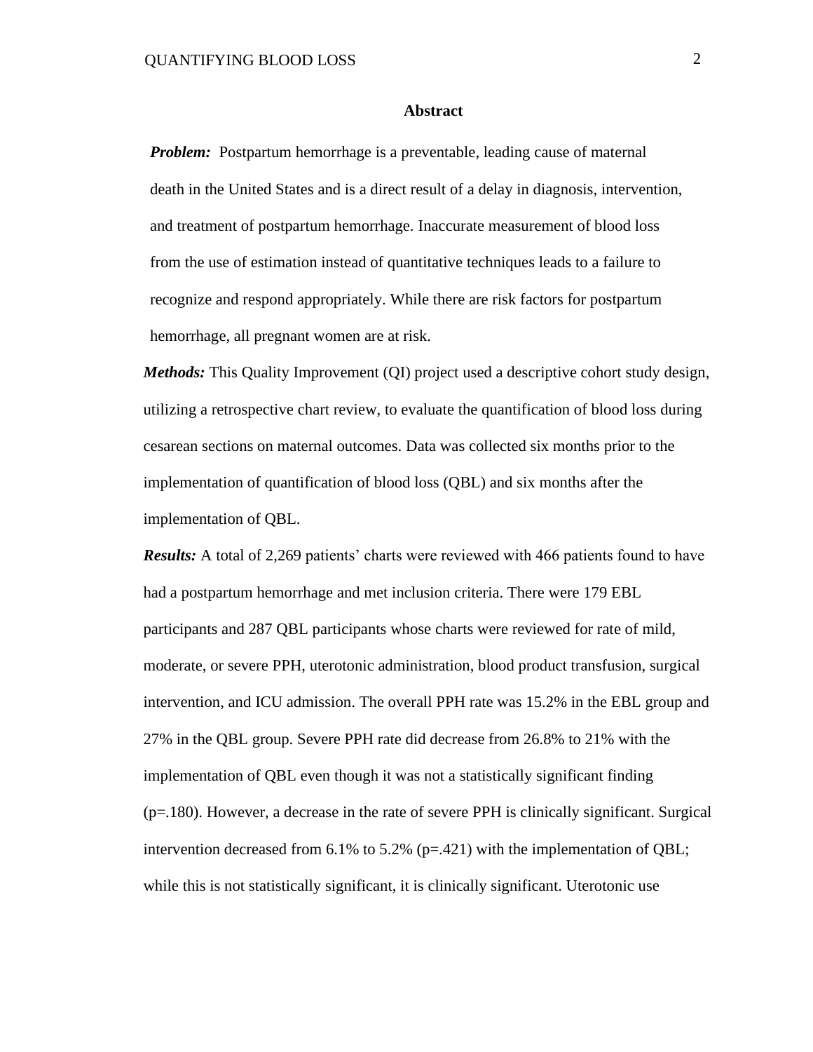## Abstract

***Problem:*** Postpartum hemorrhage is a preventable, leading cause of maternal death in the United States and is a direct result of a delay in diagnosis, intervention, and treatment of postpartum hemorrhage. Inaccurate measurement of blood loss from the use of estimation instead of quantitative techniques leads to a failure to recognize and respond appropriately. While there are risk factors for postpartum hemorrhage, all pregnant women are at risk.

***Methods:*** This Quality Improvement (QI) project used a descriptive cohort study design, utilizing a retrospective chart review, to evaluate the quantification of blood loss during cesarean sections on maternal outcomes. Data was collected six months prior to the implementation of quantification of blood loss (QBL) and six months after the implementation of QBL.

***Results:*** A total of 2,269 patients' charts were reviewed with 466 patients found to have had a postpartum hemorrhage and met inclusion criteria. There were 179 EBL participants and 287 QBL participants whose charts were reviewed for rate of mild, moderate, or severe PPH, uterotonic administration, blood product transfusion, surgical intervention, and ICU admission. The overall PPH rate was 15.2% in the EBL group and 27% in the QBL group. Severe PPH rate did decrease from 26.8% to 21% with the implementation of QBL even though it was not a statistically significant finding ($p=.180$). However, a decrease in the rate of severe PPH is clinically significant. Surgical intervention decreased from 6.1% to 5.2% ($p=.421$) with the implementation of QBL; while this is not statistically significant, it is clinically significant. Uterotonic use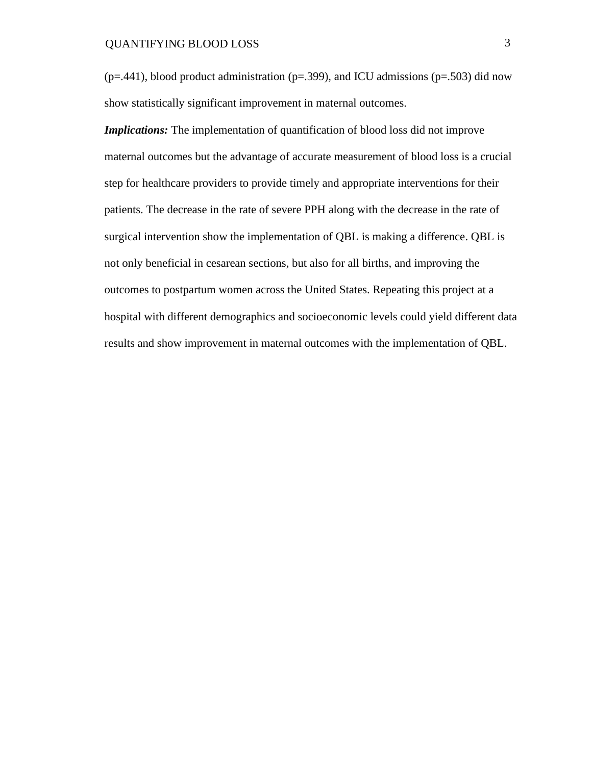($p=.441$), blood product administration ($p=.399$), and ICU admissions ($p=.503$) did now show statistically significant improvement in maternal outcomes.

***Implications:*** The implementation of quantification of blood loss did not improve maternal outcomes but the advantage of accurate measurement of blood loss is a crucial step for healthcare providers to provide timely and appropriate interventions for their patients. The decrease in the rate of severe PPH along with the decrease in the rate of surgical intervention show the implementation of QBL is making a difference. QBL is not only beneficial in cesarean sections, but also for all births, and improving the outcomes to postpartum women across the United States. Repeating this project at a hospital with different demographics and socioeconomic levels could yield different data results and show improvement in maternal outcomes with the implementation of QBL.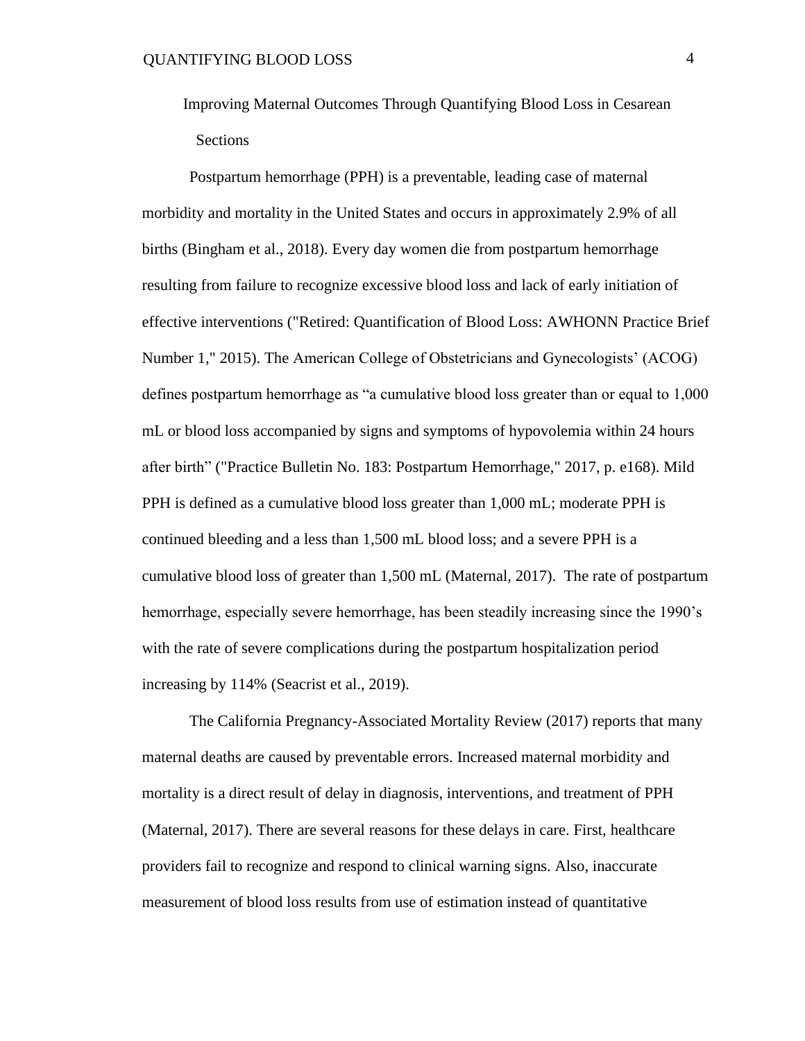# Improving Maternal Outcomes Through Quantifying Blood Loss in Cesarean Sections

Postpartum hemorrhage (PPH) is a preventable, leading case of maternal morbidity and mortality in the United States and occurs in approximately 2.9% of all births (Bingham et al., 2018). Every day women die from postpartum hemorrhage resulting from failure to recognize excessive blood loss and lack of early initiation of effective interventions ("Retired: Quantification of Blood Loss: AWHONN Practice Brief Number 1," 2015). The American College of Obstetricians and Gynecologists' (ACOG) defines postpartum hemorrhage as "a cumulative blood loss greater than or equal to 1,000 mL or blood loss accompanied by signs and symptoms of hypovolemia within 24 hours after birth" ("Practice Bulletin No. 183: Postpartum Hemorrhage," 2017, p. e168). Mild PPH is defined as a cumulative blood loss greater than 1,000 mL; moderate PPH is continued bleeding and a less than 1,500 mL blood loss; and a severe PPH is a cumulative blood loss of greater than 1,500 mL (Maternal, 2017). The rate of postpartum hemorrhage, especially severe hemorrhage, has been steadily increasing since the 1990's with the rate of severe complications during the postpartum hospitalization period increasing by 114% (Seacrist et al., 2019).

The California Pregnancy-Associated Mortality Review (2017) reports that many maternal deaths are caused by preventable errors. Increased maternal morbidity and mortality is a direct result of delay in diagnosis, interventions, and treatment of PPH (Maternal, 2017). There are several reasons for these delays in care. First, healthcare providers fail to recognize and respond to clinical warning signs. Also, inaccurate measurement of blood loss results from use of estimation instead of quantitative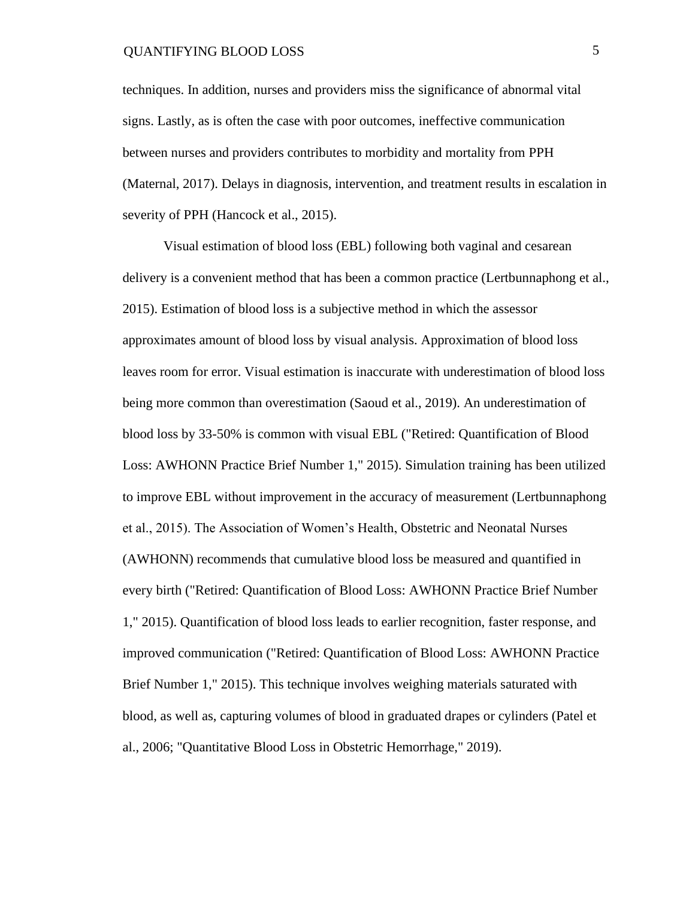techniques. In addition, nurses and providers miss the significance of abnormal vital signs. Lastly, as is often the case with poor outcomes, ineffective communication between nurses and providers contributes to morbidity and mortality from PPH (Maternal, 2017). Delays in diagnosis, intervention, and treatment results in escalation in severity of PPH (Hancock et al., 2015).

Visual estimation of blood loss (EBL) following both vaginal and cesarean delivery is a convenient method that has been a common practice (Lertbunnaphong et al., 2015). Estimation of blood loss is a subjective method in which the assessor approximates amount of blood loss by visual analysis. Approximation of blood loss leaves room for error. Visual estimation is inaccurate with underestimation of blood loss being more common than overestimation (Saoud et al., 2019). An underestimation of blood loss by 33-50% is common with visual EBL ("Retired: Quantification of Blood Loss: AWHONN Practice Brief Number 1," 2015). Simulation training has been utilized to improve EBL without improvement in the accuracy of measurement (Lertbunnaphong et al., 2015). The Association of Women's Health, Obstetric and Neonatal Nurses (AWHONN) recommends that cumulative blood loss be measured and quantified in every birth ("Retired: Quantification of Blood Loss: AWHONN Practice Brief Number 1," 2015). Quantification of blood loss leads to earlier recognition, faster response, and improved communication ("Retired: Quantification of Blood Loss: AWHONN Practice Brief Number 1," 2015). This technique involves weighing materials saturated with blood, as well as, capturing volumes of blood in graduated drapes or cylinders (Patel et al., 2006; "Quantitative Blood Loss in Obstetric Hemorrhage," 2019).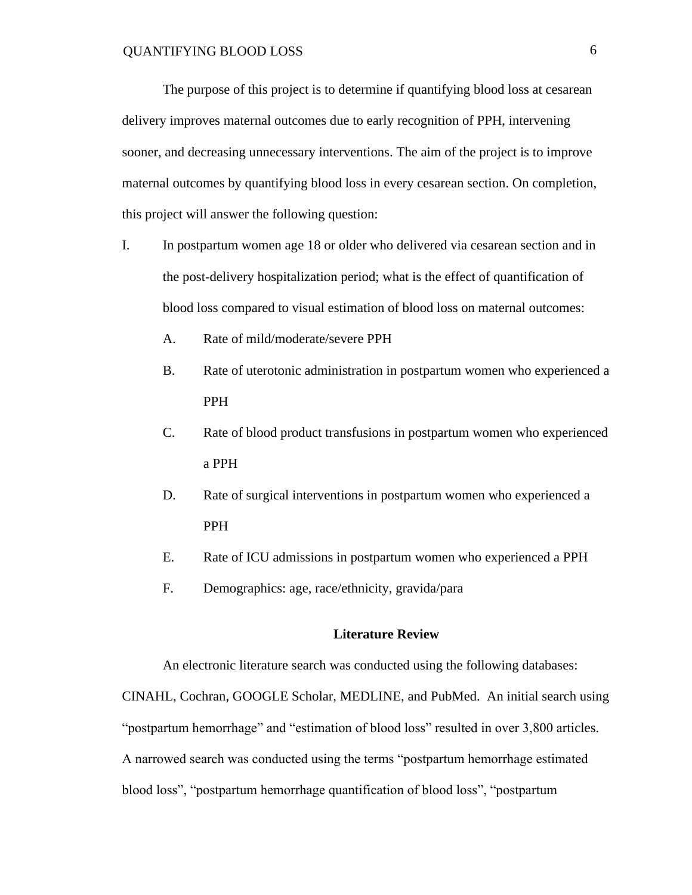The purpose of this project is to determine if quantifying blood loss at cesarean delivery improves maternal outcomes due to early recognition of PPH, intervening sooner, and decreasing unnecessary interventions. The aim of the project is to improve maternal outcomes by quantifying blood loss in every cesarean section. On completion, this project will answer the following question:

I. In postpartum women age 18 or older who delivered via cesarean section and in the post-delivery hospitalization period; what is the effect of quantification of blood loss compared to visual estimation of blood loss on maternal outcomes:

   A. Rate of mild/moderate/severe PPH

   B. Rate of uterotonic administration in postpartum women who experienced a PPH

   C. Rate of blood product transfusions in postpartum women who experienced a PPH

   D. Rate of surgical interventions in postpartum women who experienced a PPH

   E. Rate of ICU admissions in postpartum women who experienced a PPH

   F. Demographics: age, race/ethnicity, gravida/para

## Literature Review

An electronic literature search was conducted using the following databases: CINAHL, Cochran, GOOGLE Scholar, MEDLINE, and PubMed. An initial search using "postpartum hemorrhage" and "estimation of blood loss" resulted in over 3,800 articles. A narrowed search was conducted using the terms "postpartum hemorrhage estimated blood loss", "postpartum hemorrhage quantification of blood loss", "postpartum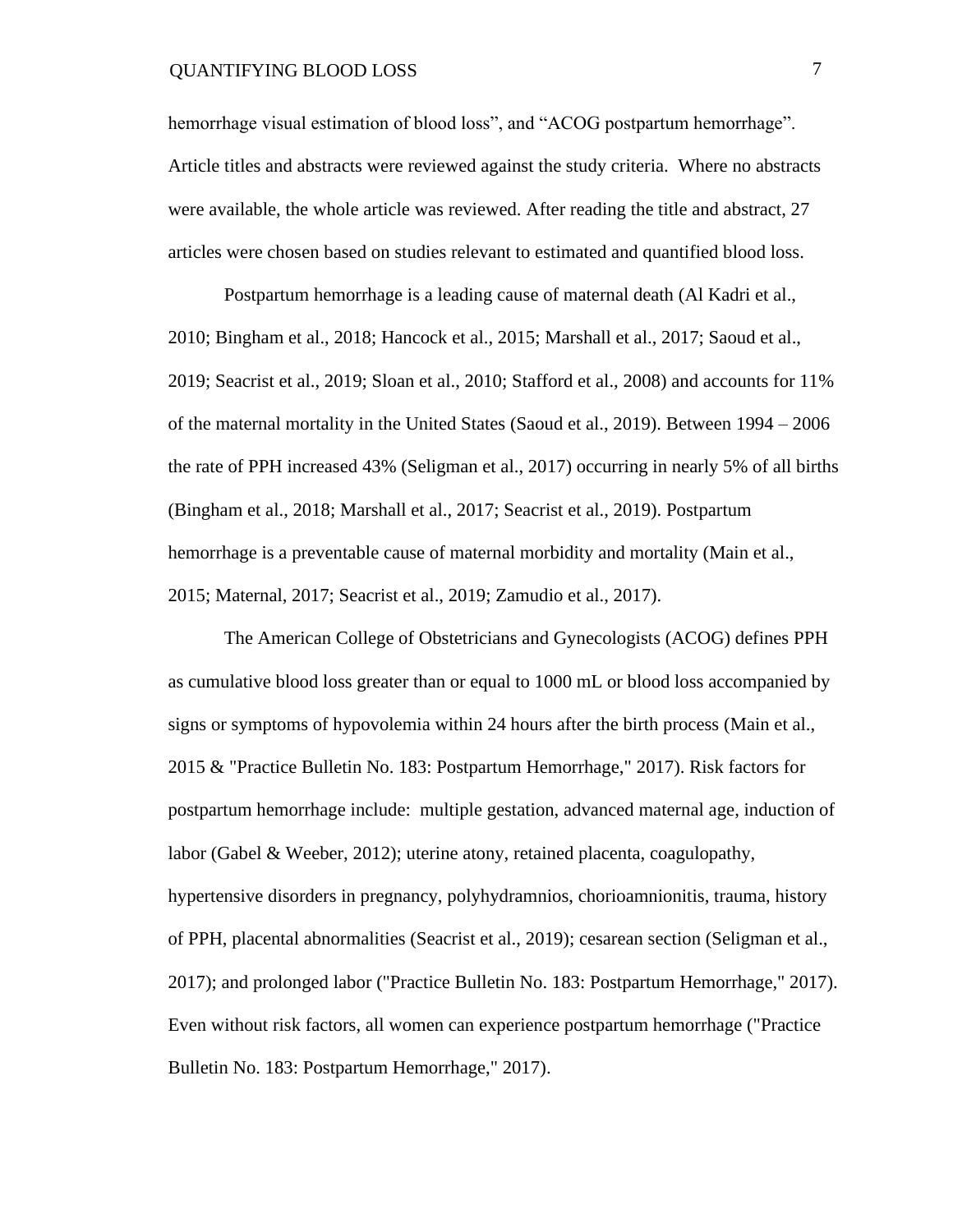hemorrhage visual estimation of blood loss", and "ACOG postpartum hemorrhage". Article titles and abstracts were reviewed against the study criteria. Where no abstracts were available, the whole article was reviewed. After reading the title and abstract, 27 articles were chosen based on studies relevant to estimated and quantified blood loss.

Postpartum hemorrhage is a leading cause of maternal death (Al Kadri et al., 2010; Bingham et al., 2018; Hancock et al., 2015; Marshall et al., 2017; Saoud et al., 2019; Seacrist et al., 2019; Sloan et al., 2010; Stafford et al., 2008) and accounts for 11% of the maternal mortality in the United States (Saoud et al., 2019). Between 1994 – 2006 the rate of PPH increased 43% (Seligman et al., 2017) occurring in nearly 5% of all births (Bingham et al., 2018; Marshall et al., 2017; Seacrist et al., 2019). Postpartum hemorrhage is a preventable cause of maternal morbidity and mortality (Main et al., 2015; Maternal, 2017; Seacrist et al., 2019; Zamudio et al., 2017).

The American College of Obstetricians and Gynecologists (ACOG) defines PPH as cumulative blood loss greater than or equal to 1000 mL or blood loss accompanied by signs or symptoms of hypovolemia within 24 hours after the birth process (Main et al., 2015 & "Practice Bulletin No. 183: Postpartum Hemorrhage," 2017). Risk factors for postpartum hemorrhage include: multiple gestation, advanced maternal age, induction of labor (Gabel & Weeber, 2012); uterine atony, retained placenta, coagulopathy, hypertensive disorders in pregnancy, polyhydramnios, chorioamnionitis, trauma, history of PPH, placental abnormalities (Seacrist et al., 2019); cesarean section (Seligman et al., 2017); and prolonged labor ("Practice Bulletin No. 183: Postpartum Hemorrhage," 2017). Even without risk factors, all women can experience postpartum hemorrhage ("Practice Bulletin No. 183: Postpartum Hemorrhage," 2017).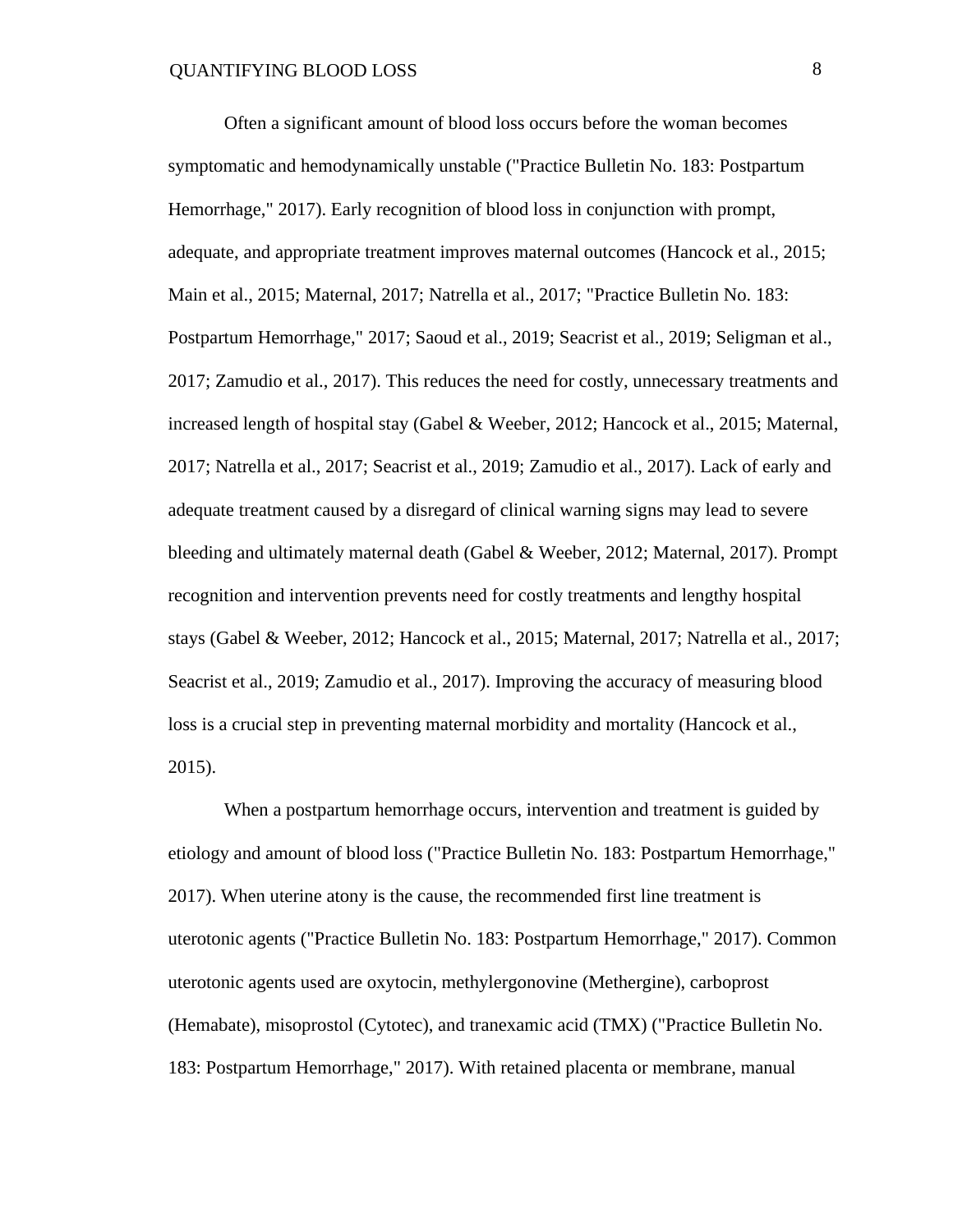Often a significant amount of blood loss occurs before the woman becomes symptomatic and hemodynamically unstable ("Practice Bulletin No. 183: Postpartum Hemorrhage," 2017). Early recognition of blood loss in conjunction with prompt, adequate, and appropriate treatment improves maternal outcomes (Hancock et al., 2015; Main et al., 2015; Maternal, 2017; Natrella et al., 2017; "Practice Bulletin No. 183: Postpartum Hemorrhage," 2017; Saoud et al., 2019; Seacrist et al., 2019; Seligman et al., 2017; Zamudio et al., 2017). This reduces the need for costly, unnecessary treatments and increased length of hospital stay (Gabel & Weeber, 2012; Hancock et al., 2015; Maternal, 2017; Natrella et al., 2017; Seacrist et al., 2019; Zamudio et al., 2017). Lack of early and adequate treatment caused by a disregard of clinical warning signs may lead to severe bleeding and ultimately maternal death (Gabel & Weeber, 2012; Maternal, 2017). Prompt recognition and intervention prevents need for costly treatments and lengthy hospital stays (Gabel & Weeber, 2012; Hancock et al., 2015; Maternal, 2017; Natrella et al., 2017; Seacrist et al., 2019; Zamudio et al., 2017). Improving the accuracy of measuring blood loss is a crucial step in preventing maternal morbidity and mortality (Hancock et al., 2015).

When a postpartum hemorrhage occurs, intervention and treatment is guided by etiology and amount of blood loss ("Practice Bulletin No. 183: Postpartum Hemorrhage," 2017). When uterine atony is the cause, the recommended first line treatment is uterotonic agents ("Practice Bulletin No. 183: Postpartum Hemorrhage," 2017). Common uterotonic agents used are oxytocin, methylergonovine (Methergine), carboprost (Hemabate), misoprostol (Cytotec), and tranexamic acid (TMX) ("Practice Bulletin No. 183: Postpartum Hemorrhage," 2017). With retained placenta or membrane, manual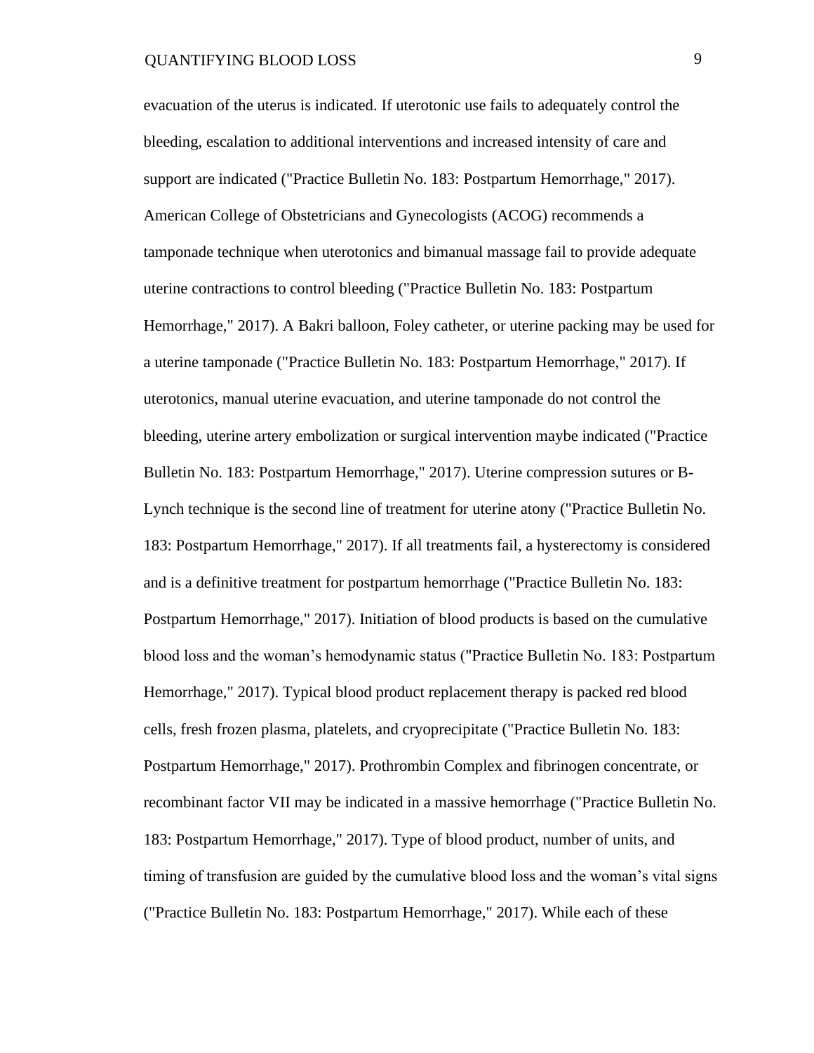evacuation of the uterus is indicated. If uterotonic use fails to adequately control the bleeding, escalation to additional interventions and increased intensity of care and support are indicated ("Practice Bulletin No. 183: Postpartum Hemorrhage," 2017). American College of Obstetricians and Gynecologists (ACOG) recommends a tamponade technique when uterotonics and bimanual massage fail to provide adequate uterine contractions to control bleeding ("Practice Bulletin No. 183: Postpartum Hemorrhage," 2017). A Bakri balloon, Foley catheter, or uterine packing may be used for a uterine tamponade ("Practice Bulletin No. 183: Postpartum Hemorrhage," 2017). If uterotonics, manual uterine evacuation, and uterine tamponade do not control the bleeding, uterine artery embolization or surgical intervention maybe indicated ("Practice Bulletin No. 183: Postpartum Hemorrhage," 2017). Uterine compression sutures or B-Lynch technique is the second line of treatment for uterine atony ("Practice Bulletin No. 183: Postpartum Hemorrhage," 2017). If all treatments fail, a hysterectomy is considered and is a definitive treatment for postpartum hemorrhage ("Practice Bulletin No. 183: Postpartum Hemorrhage," 2017). Initiation of blood products is based on the cumulative blood loss and the woman's hemodynamic status ("Practice Bulletin No. 183: Postpartum Hemorrhage," 2017). Typical blood product replacement therapy is packed red blood cells, fresh frozen plasma, platelets, and cryoprecipitate ("Practice Bulletin No. 183: Postpartum Hemorrhage," 2017). Prothrombin Complex and fibrinogen concentrate, or recombinant factor VII may be indicated in a massive hemorrhage ("Practice Bulletin No. 183: Postpartum Hemorrhage," 2017). Type of blood product, number of units, and timing of transfusion are guided by the cumulative blood loss and the woman's vital signs ("Practice Bulletin No. 183: Postpartum Hemorrhage," 2017). While each of these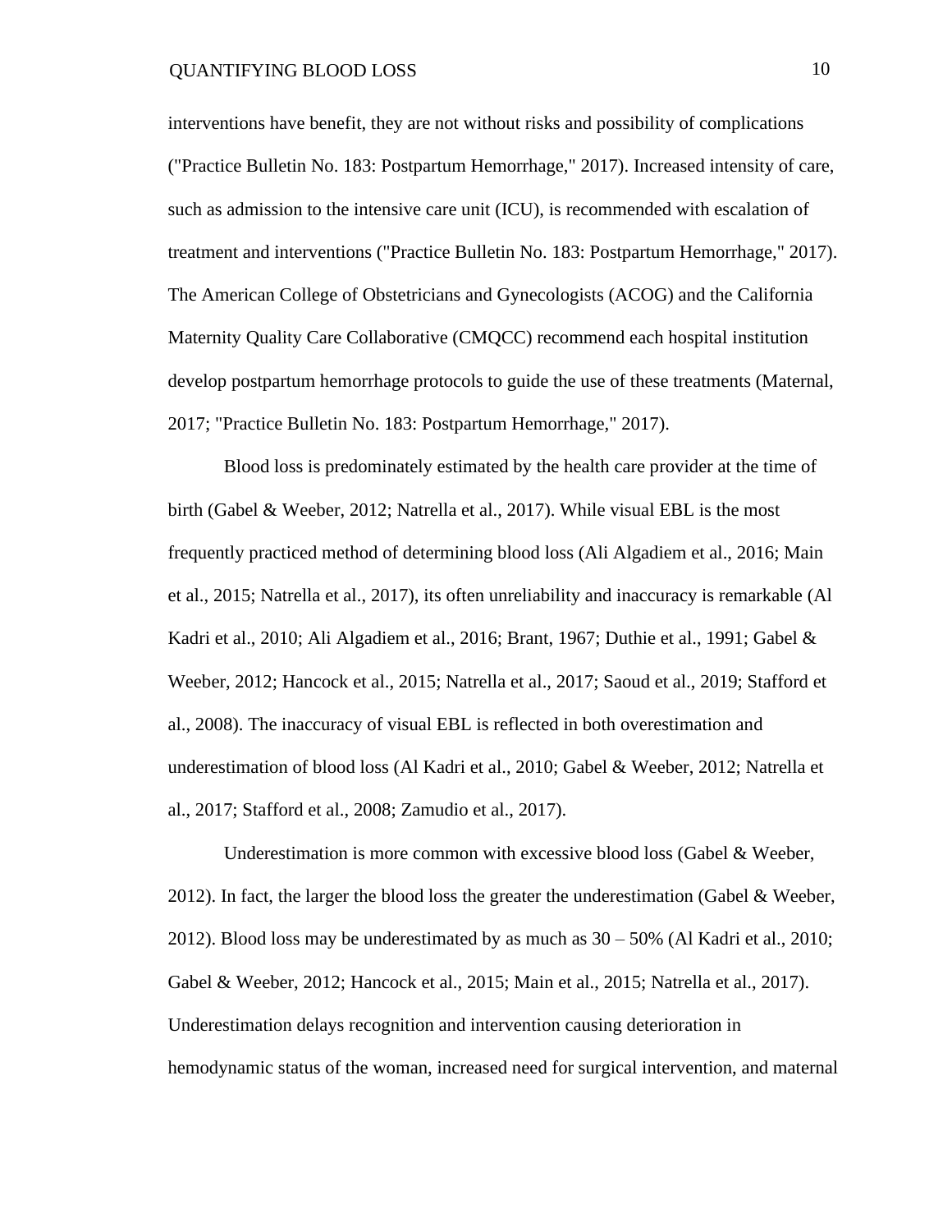interventions have benefit, they are not without risks and possibility of complications ("Practice Bulletin No. 183: Postpartum Hemorrhage," 2017). Increased intensity of care, such as admission to the intensive care unit (ICU), is recommended with escalation of treatment and interventions ("Practice Bulletin No. 183: Postpartum Hemorrhage," 2017). The American College of Obstetricians and Gynecologists (ACOG) and the California Maternity Quality Care Collaborative (CMQCC) recommend each hospital institution develop postpartum hemorrhage protocols to guide the use of these treatments (Maternal, 2017; "Practice Bulletin No. 183: Postpartum Hemorrhage," 2017).

Blood loss is predominately estimated by the health care provider at the time of birth (Gabel & Weeber, 2012; Natrella et al., 2017). While visual EBL is the most frequently practiced method of determining blood loss (Ali Algadiem et al., 2016; Main et al., 2015; Natrella et al., 2017), its often unreliability and inaccuracy is remarkable (Al Kadri et al., 2010; Ali Algadiem et al., 2016; Brant, 1967; Duthie et al., 1991; Gabel & Weeber, 2012; Hancock et al., 2015; Natrella et al., 2017; Saoud et al., 2019; Stafford et al., 2008). The inaccuracy of visual EBL is reflected in both overestimation and underestimation of blood loss (Al Kadri et al., 2010; Gabel & Weeber, 2012; Natrella et al., 2017; Stafford et al., 2008; Zamudio et al., 2017).

Underestimation is more common with excessive blood loss (Gabel & Weeber, 2012). In fact, the larger the blood loss the greater the underestimation (Gabel & Weeber, 2012). Blood loss may be underestimated by as much as 30 – 50% (Al Kadri et al., 2010; Gabel & Weeber, 2012; Hancock et al., 2015; Main et al., 2015; Natrella et al., 2017). Underestimation delays recognition and intervention causing deterioration in hemodynamic status of the woman, increased need for surgical intervention, and maternal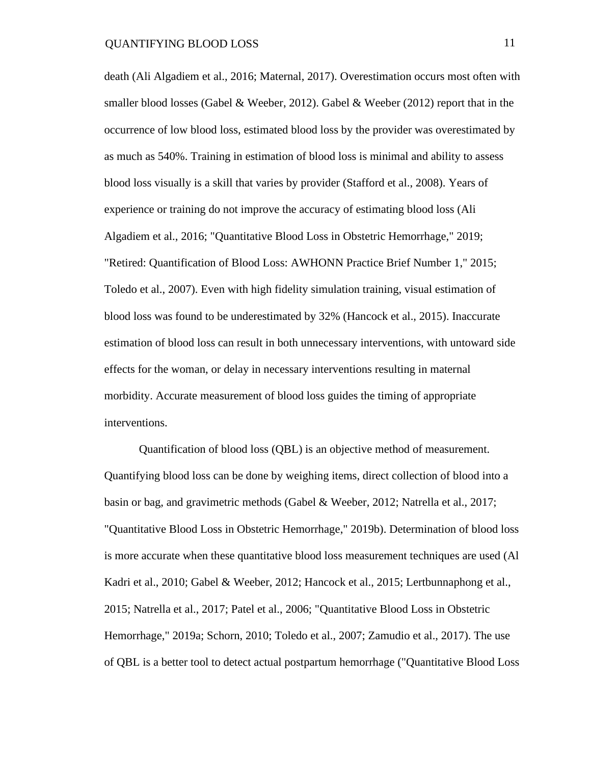death (Ali Algadiem et al., 2016; Maternal, 2017). Overestimation occurs most often with smaller blood losses (Gabel & Weeber, 2012). Gabel & Weeber (2012) report that in the occurrence of low blood loss, estimated blood loss by the provider was overestimated by as much as 540%. Training in estimation of blood loss is minimal and ability to assess blood loss visually is a skill that varies by provider (Stafford et al., 2008). Years of experience or training do not improve the accuracy of estimating blood loss (Ali Algadiem et al., 2016; "Quantitative Blood Loss in Obstetric Hemorrhage," 2019; "Retired: Quantification of Blood Loss: AWHONN Practice Brief Number 1," 2015; Toledo et al., 2007). Even with high fidelity simulation training, visual estimation of blood loss was found to be underestimated by 32% (Hancock et al., 2015). Inaccurate estimation of blood loss can result in both unnecessary interventions, with untoward side effects for the woman, or delay in necessary interventions resulting in maternal morbidity. Accurate measurement of blood loss guides the timing of appropriate interventions.

Quantification of blood loss (QBL) is an objective method of measurement. Quantifying blood loss can be done by weighing items, direct collection of blood into a basin or bag, and gravimetric methods (Gabel & Weeber, 2012; Natrella et al., 2017; "Quantitative Blood Loss in Obstetric Hemorrhage," 2019b). Determination of blood loss is more accurate when these quantitative blood loss measurement techniques are used (Al Kadri et al., 2010; Gabel & Weeber, 2012; Hancock et al., 2015; Lertbunnaphong et al., 2015; Natrella et al., 2017; Patel et al., 2006; "Quantitative Blood Loss in Obstetric Hemorrhage," 2019a; Schorn, 2010; Toledo et al., 2007; Zamudio et al., 2017). The use of QBL is a better tool to detect actual postpartum hemorrhage ("Quantitative Blood Loss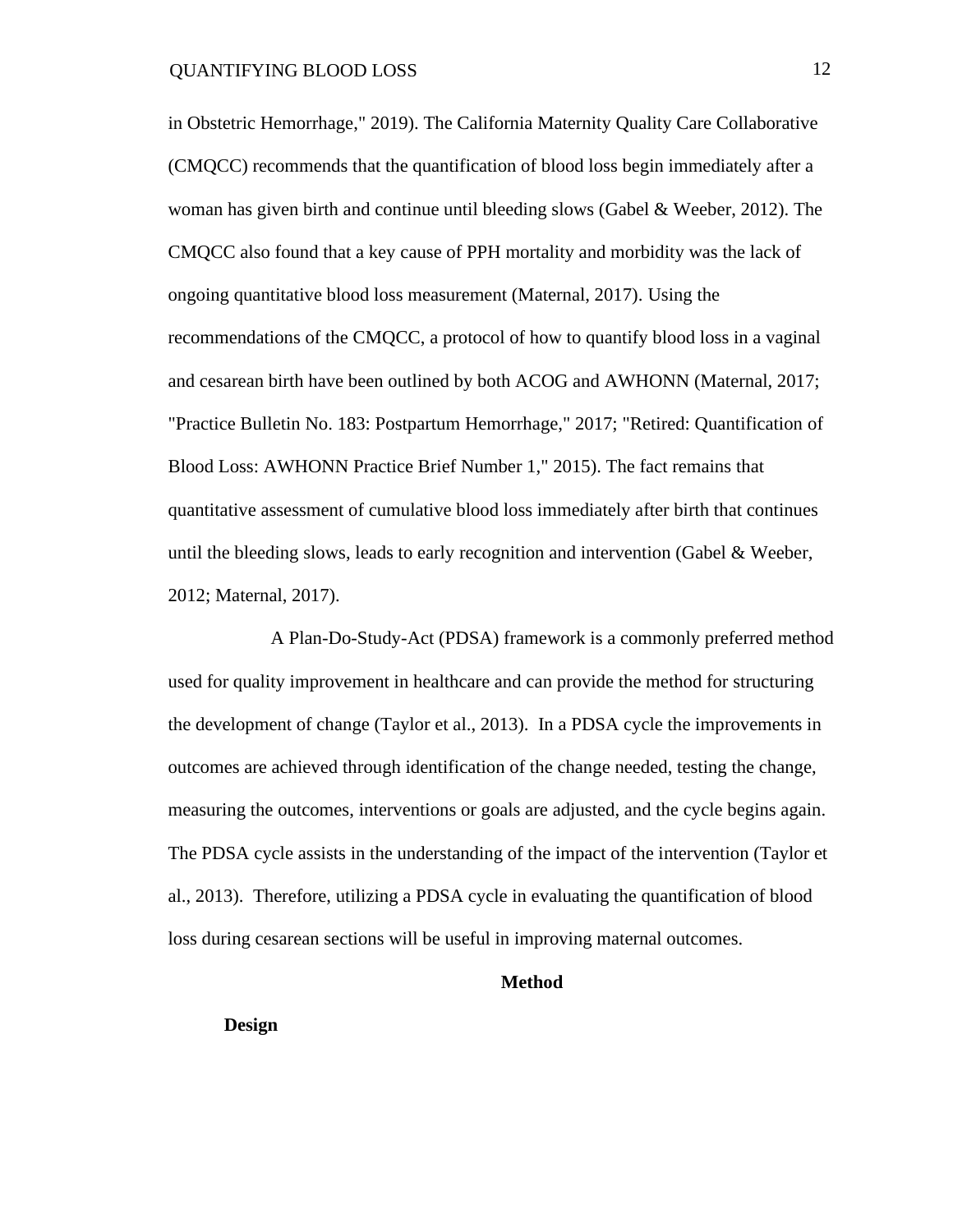in Obstetric Hemorrhage," 2019). The California Maternity Quality Care Collaborative (CMQCC) recommends that the quantification of blood loss begin immediately after a woman has given birth and continue until bleeding slows (Gabel & Weeber, 2012). The CMQCC also found that a key cause of PPH mortality and morbidity was the lack of ongoing quantitative blood loss measurement (Maternal, 2017). Using the recommendations of the CMQCC, a protocol of how to quantify blood loss in a vaginal and cesarean birth have been outlined by both ACOG and AWHONN (Maternal, 2017; "Practice Bulletin No. 183: Postpartum Hemorrhage," 2017; "Retired: Quantification of Blood Loss: AWHONN Practice Brief Number 1," 2015). The fact remains that quantitative assessment of cumulative blood loss immediately after birth that continues until the bleeding slows, leads to early recognition and intervention (Gabel & Weeber, 2012; Maternal, 2017).

A Plan-Do-Study-Act (PDSA) framework is a commonly preferred method used for quality improvement in healthcare and can provide the method for structuring the development of change (Taylor et al., 2013). In a PDSA cycle the improvements in outcomes are achieved through identification of the change needed, testing the change, measuring the outcomes, interventions or goals are adjusted, and the cycle begins again. The PDSA cycle assists in the understanding of the impact of the intervention (Taylor et al., 2013). Therefore, utilizing a PDSA cycle in evaluating the quantification of blood loss during cesarean sections will be useful in improving maternal outcomes.

## Method

### Design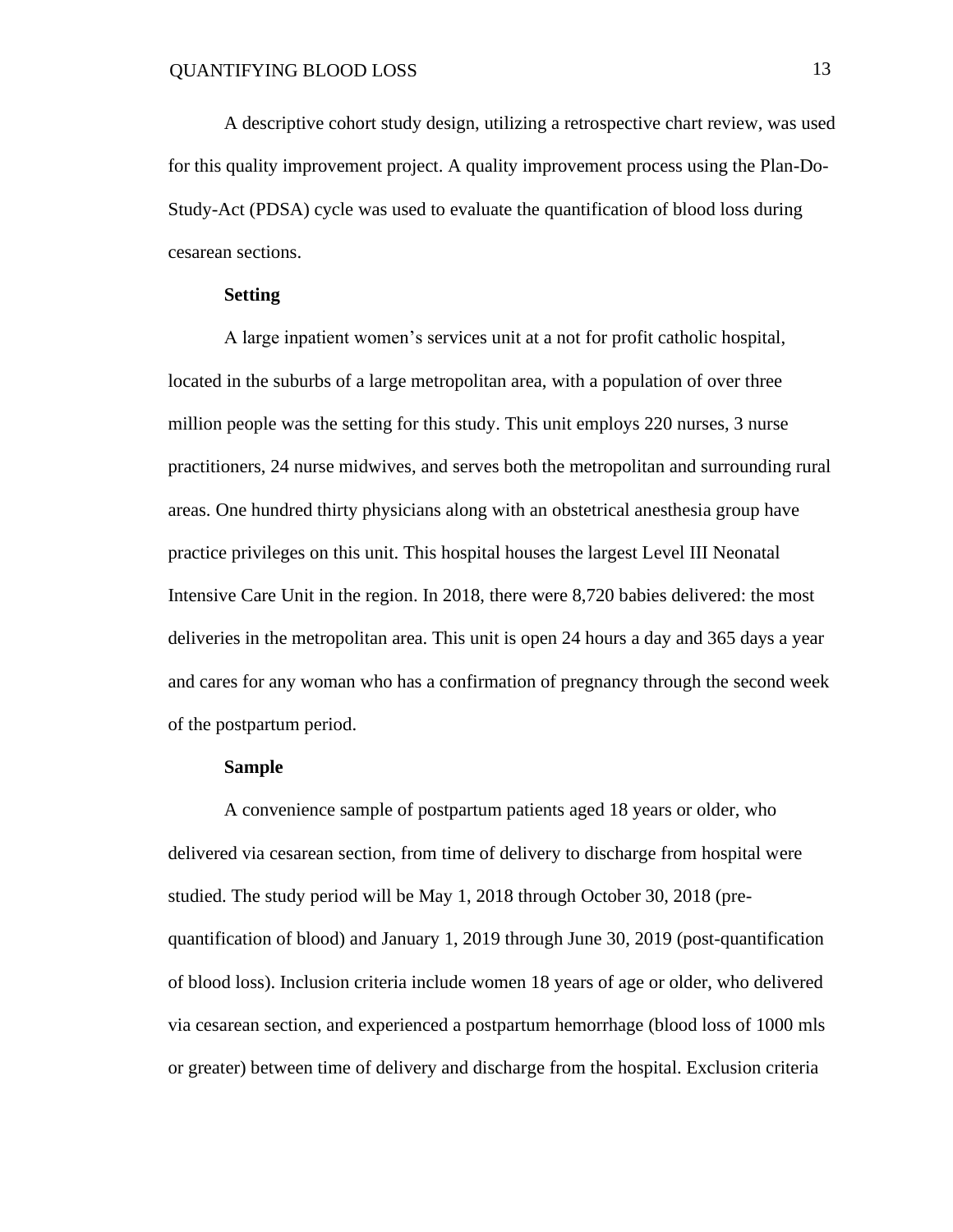A descriptive cohort study design, utilizing a retrospective chart review, was used for this quality improvement project. A quality improvement process using the Plan-Do-Study-Act (PDSA) cycle was used to evaluate the quantification of blood loss during cesarean sections.

**Setting**

A large inpatient women's services unit at a not for profit catholic hospital, located in the suburbs of a large metropolitan area, with a population of over three million people was the setting for this study. This unit employs 220 nurses, 3 nurse practitioners, 24 nurse midwives, and serves both the metropolitan and surrounding rural areas. One hundred thirty physicians along with an obstetrical anesthesia group have practice privileges on this unit. This hospital houses the largest Level III Neonatal Intensive Care Unit in the region. In 2018, there were 8,720 babies delivered: the most deliveries in the metropolitan area. This unit is open 24 hours a day and 365 days a year and cares for any woman who has a confirmation of pregnancy through the second week of the postpartum period.

**Sample**

A convenience sample of postpartum patients aged 18 years or older, who delivered via cesarean section, from time of delivery to discharge from hospital were studied. The study period will be May 1, 2018 through October 30, 2018 (pre-quantification of blood) and January 1, 2019 through June 30, 2019 (post-quantification of blood loss). Inclusion criteria include women 18 years of age or older, who delivered via cesarean section, and experienced a postpartum hemorrhage (blood loss of 1000 mls or greater) between time of delivery and discharge from the hospital. Exclusion criteria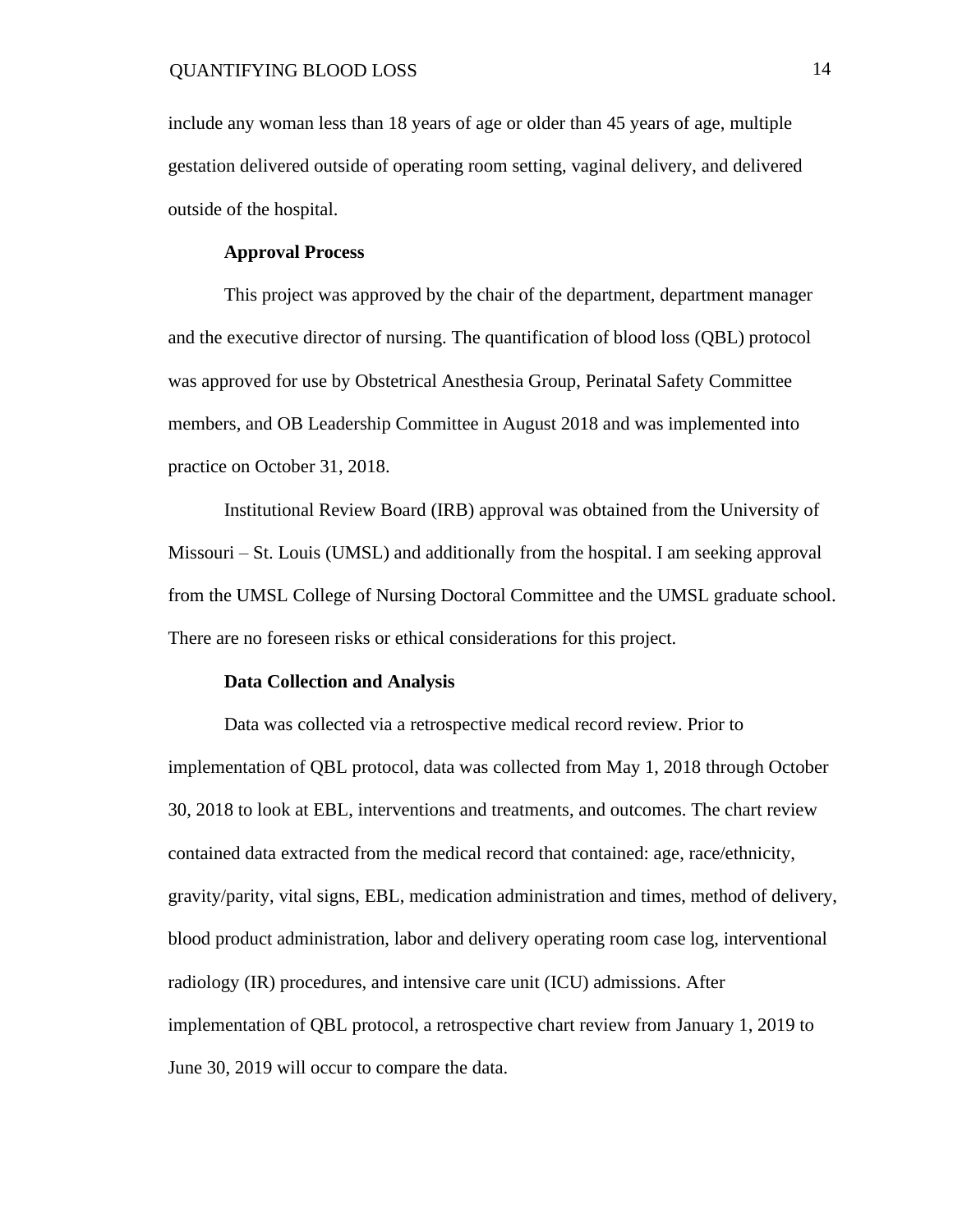include any woman less than 18 years of age or older than 45 years of age, multiple gestation delivered outside of operating room setting, vaginal delivery, and delivered outside of the hospital.

### Approval Process

This project was approved by the chair of the department, department manager and the executive director of nursing. The quantification of blood loss (QBL) protocol was approved for use by Obstetrical Anesthesia Group, Perinatal Safety Committee members, and OB Leadership Committee in August 2018 and was implemented into practice on October 31, 2018.

Institutional Review Board (IRB) approval was obtained from the University of Missouri – St. Louis (UMSL) and additionally from the hospital. I am seeking approval from the UMSL College of Nursing Doctoral Committee and the UMSL graduate school. There are no foreseen risks or ethical considerations for this project.

### Data Collection and Analysis

Data was collected via a retrospective medical record review. Prior to implementation of QBL protocol, data was collected from May 1, 2018 through October 30, 2018 to look at EBL, interventions and treatments, and outcomes. The chart review contained data extracted from the medical record that contained: age, race/ethnicity, gravity/parity, vital signs, EBL, medication administration and times, method of delivery, blood product administration, labor and delivery operating room case log, interventional radiology (IR) procedures, and intensive care unit (ICU) admissions. After implementation of QBL protocol, a retrospective chart review from January 1, 2019 to June 30, 2019 will occur to compare the data.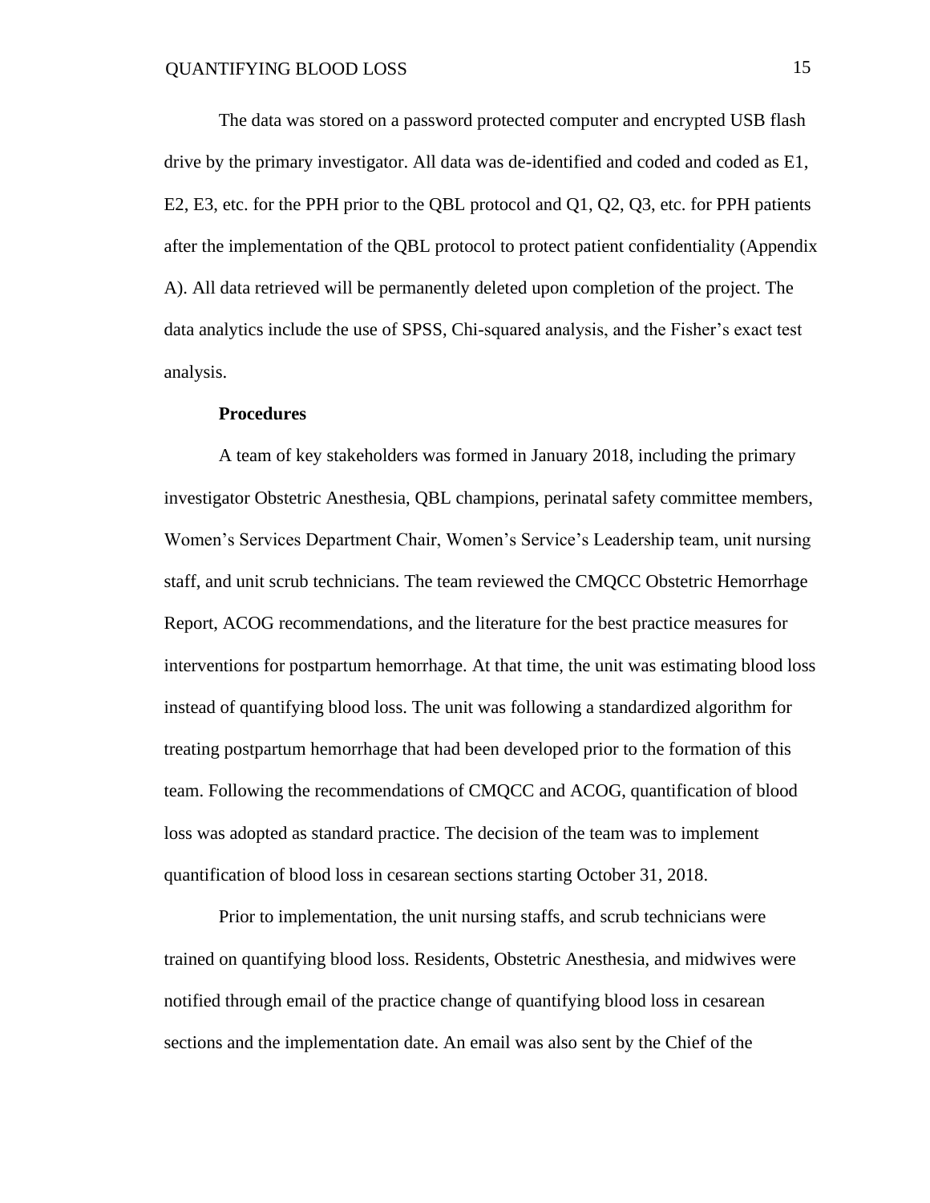The data was stored on a password protected computer and encrypted USB flash drive by the primary investigator. All data was de-identified and coded and coded as E1, E2, E3, etc. for the PPH prior to the QBL protocol and Q1, Q2, Q3, etc. for PPH patients after the implementation of the QBL protocol to protect patient confidentiality (Appendix A). All data retrieved will be permanently deleted upon completion of the project. The data analytics include the use of SPSS, Chi-squared analysis, and the Fisher's exact test analysis.

**Procedures**

A team of key stakeholders was formed in January 2018, including the primary investigator Obstetric Anesthesia, QBL champions, perinatal safety committee members, Women's Services Department Chair, Women's Service's Leadership team, unit nursing staff, and unit scrub technicians. The team reviewed the CMQCC Obstetric Hemorrhage Report, ACOG recommendations, and the literature for the best practice measures for interventions for postpartum hemorrhage. At that time, the unit was estimating blood loss instead of quantifying blood loss. The unit was following a standardized algorithm for treating postpartum hemorrhage that had been developed prior to the formation of this team. Following the recommendations of CMQCC and ACOG, quantification of blood loss was adopted as standard practice. The decision of the team was to implement quantification of blood loss in cesarean sections starting October 31, 2018.

Prior to implementation, the unit nursing staffs, and scrub technicians were trained on quantifying blood loss. Residents, Obstetric Anesthesia, and midwives were notified through email of the practice change of quantifying blood loss in cesarean sections and the implementation date. An email was also sent by the Chief of the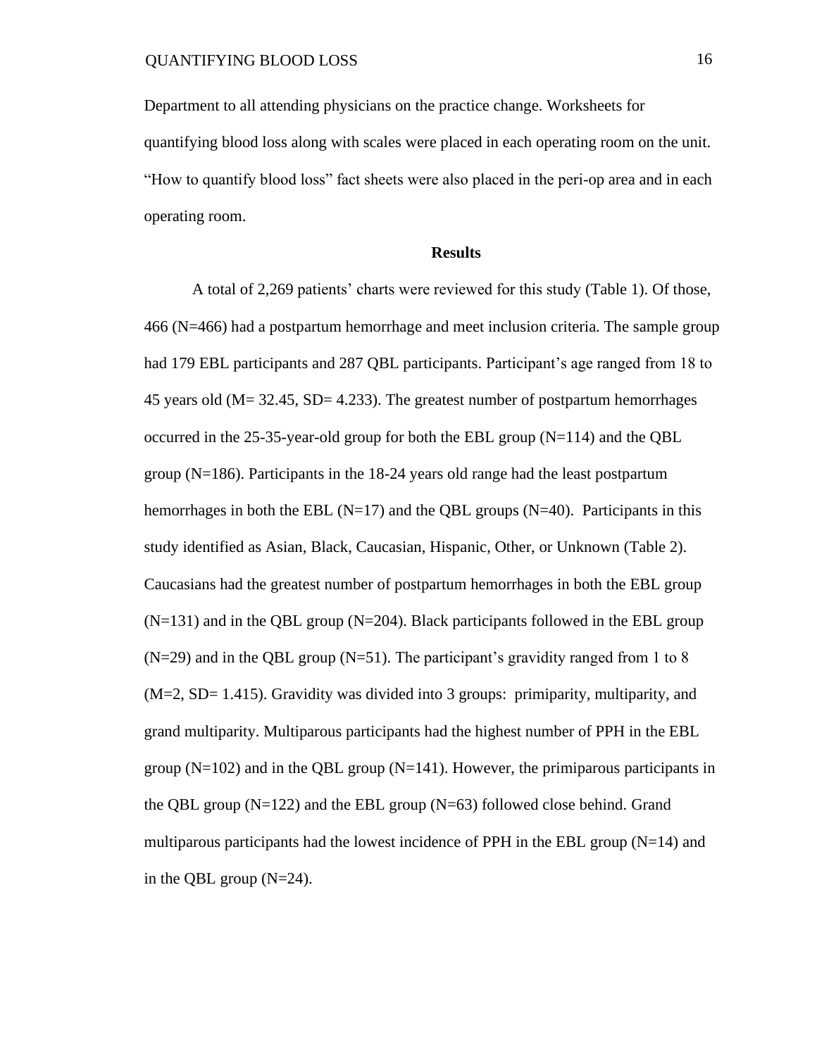Department to all attending physicians on the practice change. Worksheets for quantifying blood loss along with scales were placed in each operating room on the unit. "How to quantify blood loss" fact sheets were also placed in the peri-op area and in each operating room.

**Results**

A total of 2,269 patients' charts were reviewed for this study (Table 1). Of those, 466 (N=466) had a postpartum hemorrhage and meet inclusion criteria. The sample group had 179 EBL participants and 287 QBL participants. Participant's age ranged from 18 to 45 years old (M= 32.45, SD= 4.233). The greatest number of postpartum hemorrhages occurred in the 25-35-year-old group for both the EBL group (N=114) and the QBL group (N=186). Participants in the 18-24 years old range had the least postpartum hemorrhages in both the EBL (N=17) and the QBL groups (N=40). Participants in this study identified as Asian, Black, Caucasian, Hispanic, Other, or Unknown (Table 2). Caucasians had the greatest number of postpartum hemorrhages in both the EBL group (N=131) and in the QBL group (N=204). Black participants followed in the EBL group (N=29) and in the QBL group (N=51). The participant's gravidity ranged from 1 to 8 (M=2, SD= 1.415). Gravidity was divided into 3 groups: primiparity, multiparity, and grand multiparity. Multiparous participants had the highest number of PPH in the EBL group (N=102) and in the QBL group (N=141). However, the primiparous participants in the QBL group (N=122) and the EBL group (N=63) followed close behind. Grand multiparous participants had the lowest incidence of PPH in the EBL group (N=14) and in the QBL group (N=24).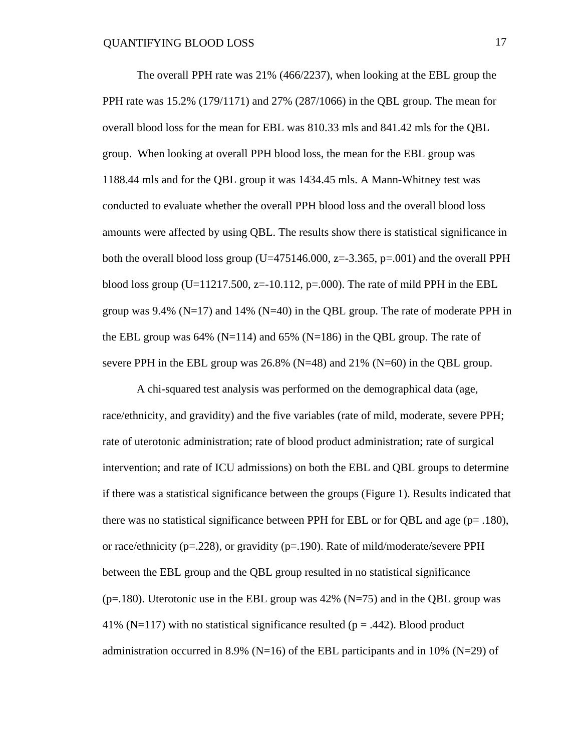The overall PPH rate was 21% (466/2237), when looking at the EBL group the PPH rate was 15.2% (179/1171) and 27% (287/1066) in the QBL group. The mean for overall blood loss for the mean for EBL was 810.33 mls and 841.42 mls for the QBL group. When looking at overall PPH blood loss, the mean for the EBL group was 1188.44 mls and for the QBL group it was 1434.45 mls. A Mann-Whitney test was conducted to evaluate whether the overall PPH blood loss and the overall blood loss amounts were affected by using QBL. The results show there is statistical significance in both the overall blood loss group ($U=475146.000$, $z=-3.365$, $p=.001$) and the overall PPH blood loss group ($U=11217.500$, $z=-10.112$, $p=.000$). The rate of mild PPH in the EBL group was 9.4% (N=17) and 14% (N=40) in the QBL group. The rate of moderate PPH in the EBL group was 64% (N=114) and 65% (N=186) in the QBL group. The rate of severe PPH in the EBL group was 26.8% (N=48) and 21% (N=60) in the QBL group.

A chi-squared test analysis was performed on the demographical data (age, race/ethnicity, and gravidity) and the five variables (rate of mild, moderate, severe PPH; rate of uterotonic administration; rate of blood product administration; rate of surgical intervention; and rate of ICU admissions) on both the EBL and QBL groups to determine if there was a statistical significance between the groups (Figure 1). Results indicated that there was no statistical significance between PPH for EBL or for QBL and age ($p= .180$), or race/ethnicity ($p=.228$), or gravidity ($p=.190$). Rate of mild/moderate/severe PPH between the EBL group and the QBL group resulted in no statistical significance ($p=.180$). Uterotonic use in the EBL group was 42% (N=75) and in the QBL group was 41% (N=117) with no statistical significance resulted ($p = .442$). Blood product administration occurred in 8.9% (N=16) of the EBL participants and in 10% (N=29) of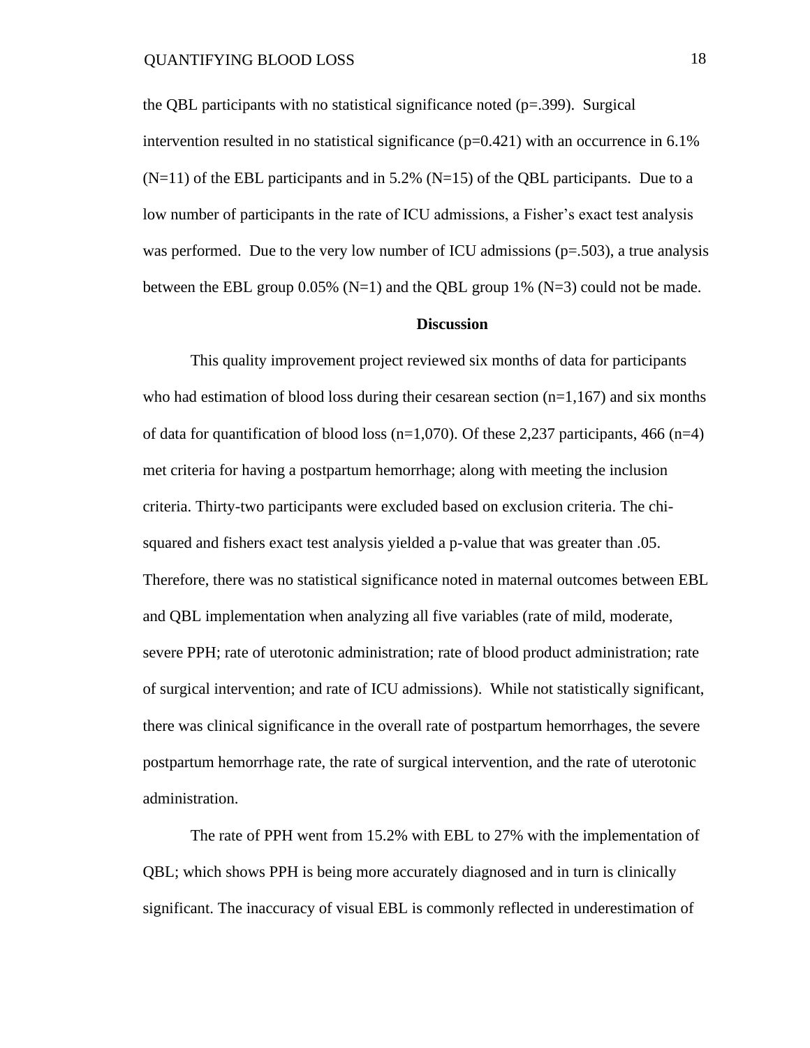the QBL participants with no statistical significance noted (p=.399). Surgical intervention resulted in no statistical significance (p=0.421) with an occurrence in 6.1% (N=11) of the EBL participants and in 5.2% (N=15) of the QBL participants. Due to a low number of participants in the rate of ICU admissions, a Fisher's exact test analysis was performed. Due to the very low number of ICU admissions (p=.503), a true analysis between the EBL group 0.05% (N=1) and the QBL group 1% (N=3) could not be made.

## Discussion

This quality improvement project reviewed six months of data for participants who had estimation of blood loss during their cesarean section (n=1,167) and six months of data for quantification of blood loss (n=1,070). Of these 2,237 participants, 466 (n=4) met criteria for having a postpartum hemorrhage; along with meeting the inclusion criteria. Thirty-two participants were excluded based on exclusion criteria. The chi-squared and fishers exact test analysis yielded a p-value that was greater than .05. Therefore, there was no statistical significance noted in maternal outcomes between EBL and QBL implementation when analyzing all five variables (rate of mild, moderate, severe PPH; rate of uterotonic administration; rate of blood product administration; rate of surgical intervention; and rate of ICU admissions). While not statistically significant, there was clinical significance in the overall rate of postpartum hemorrhages, the severe postpartum hemorrhage rate, the rate of surgical intervention, and the rate of uterotonic administration.

The rate of PPH went from 15.2% with EBL to 27% with the implementation of QBL; which shows PPH is being more accurately diagnosed and in turn is clinically significant. The inaccuracy of visual EBL is commonly reflected in underestimation of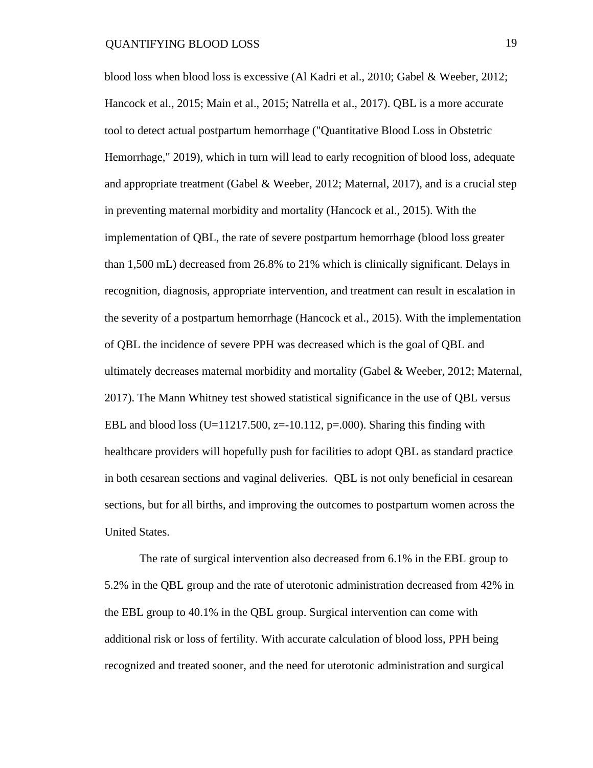blood loss when blood loss is excessive (Al Kadri et al., 2010; Gabel & Weeber, 2012; Hancock et al., 2015; Main et al., 2015; Natrella et al., 2017). QBL is a more accurate tool to detect actual postpartum hemorrhage ("Quantitative Blood Loss in Obstetric Hemorrhage," 2019), which in turn will lead to early recognition of blood loss, adequate and appropriate treatment (Gabel & Weeber, 2012; Maternal, 2017), and is a crucial step in preventing maternal morbidity and mortality (Hancock et al., 2015). With the implementation of QBL, the rate of severe postpartum hemorrhage (blood loss greater than 1,500 mL) decreased from 26.8% to 21% which is clinically significant. Delays in recognition, diagnosis, appropriate intervention, and treatment can result in escalation in the severity of a postpartum hemorrhage (Hancock et al., 2015). With the implementation of QBL the incidence of severe PPH was decreased which is the goal of QBL and ultimately decreases maternal morbidity and mortality (Gabel & Weeber, 2012; Maternal, 2017). The Mann Whitney test showed statistical significance in the use of QBL versus EBL and blood loss ($U=11217.500$, $z=-10.112$, $p=.000$). Sharing this finding with healthcare providers will hopefully push for facilities to adopt QBL as standard practice in both cesarean sections and vaginal deliveries. QBL is not only beneficial in cesarean sections, but for all births, and improving the outcomes to postpartum women across the United States.

The rate of surgical intervention also decreased from 6.1% in the EBL group to 5.2% in the QBL group and the rate of uterotonic administration decreased from 42% in the EBL group to 40.1% in the QBL group. Surgical intervention can come with additional risk or loss of fertility. With accurate calculation of blood loss, PPH being recognized and treated sooner, and the need for uterotonic administration and surgical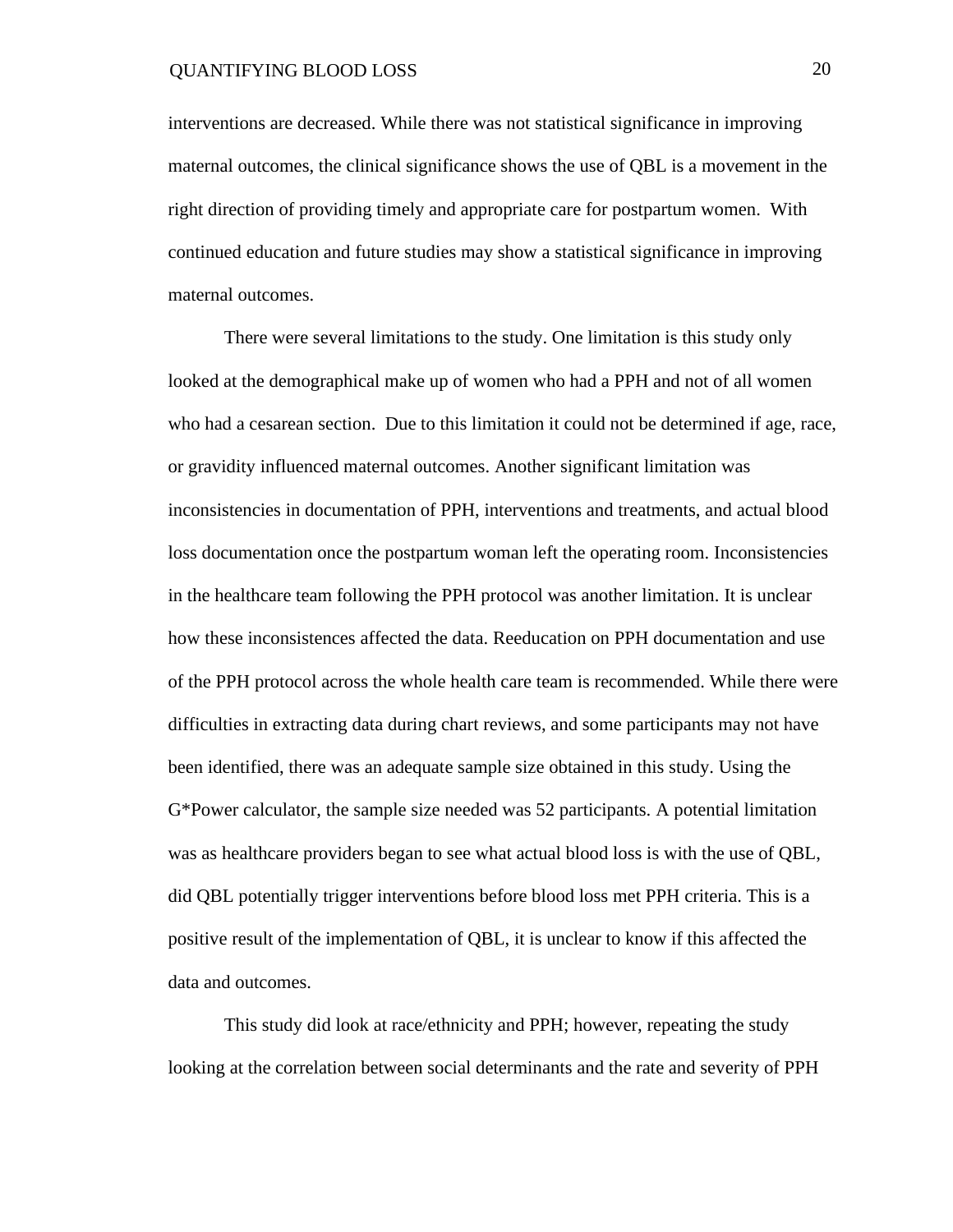interventions are decreased. While there was not statistical significance in improving maternal outcomes, the clinical significance shows the use of QBL is a movement in the right direction of providing timely and appropriate care for postpartum women. With continued education and future studies may show a statistical significance in improving maternal outcomes.

There were several limitations to the study. One limitation is this study only looked at the demographical make up of women who had a PPH and not of all women who had a cesarean section. Due to this limitation it could not be determined if age, race, or gravidity influenced maternal outcomes. Another significant limitation was inconsistencies in documentation of PPH, interventions and treatments, and actual blood loss documentation once the postpartum woman left the operating room. Inconsistencies in the healthcare team following the PPH protocol was another limitation. It is unclear how these inconsistences affected the data. Reeducation on PPH documentation and use of the PPH protocol across the whole health care team is recommended. While there were difficulties in extracting data during chart reviews, and some participants may not have been identified, there was an adequate sample size obtained in this study. Using the G*Power calculator, the sample size needed was 52 participants. A potential limitation was as healthcare providers began to see what actual blood loss is with the use of QBL, did QBL potentially trigger interventions before blood loss met PPH criteria. This is a positive result of the implementation of QBL, it is unclear to know if this affected the data and outcomes.

This study did look at race/ethnicity and PPH; however, repeating the study looking at the correlation between social determinants and the rate and severity of PPH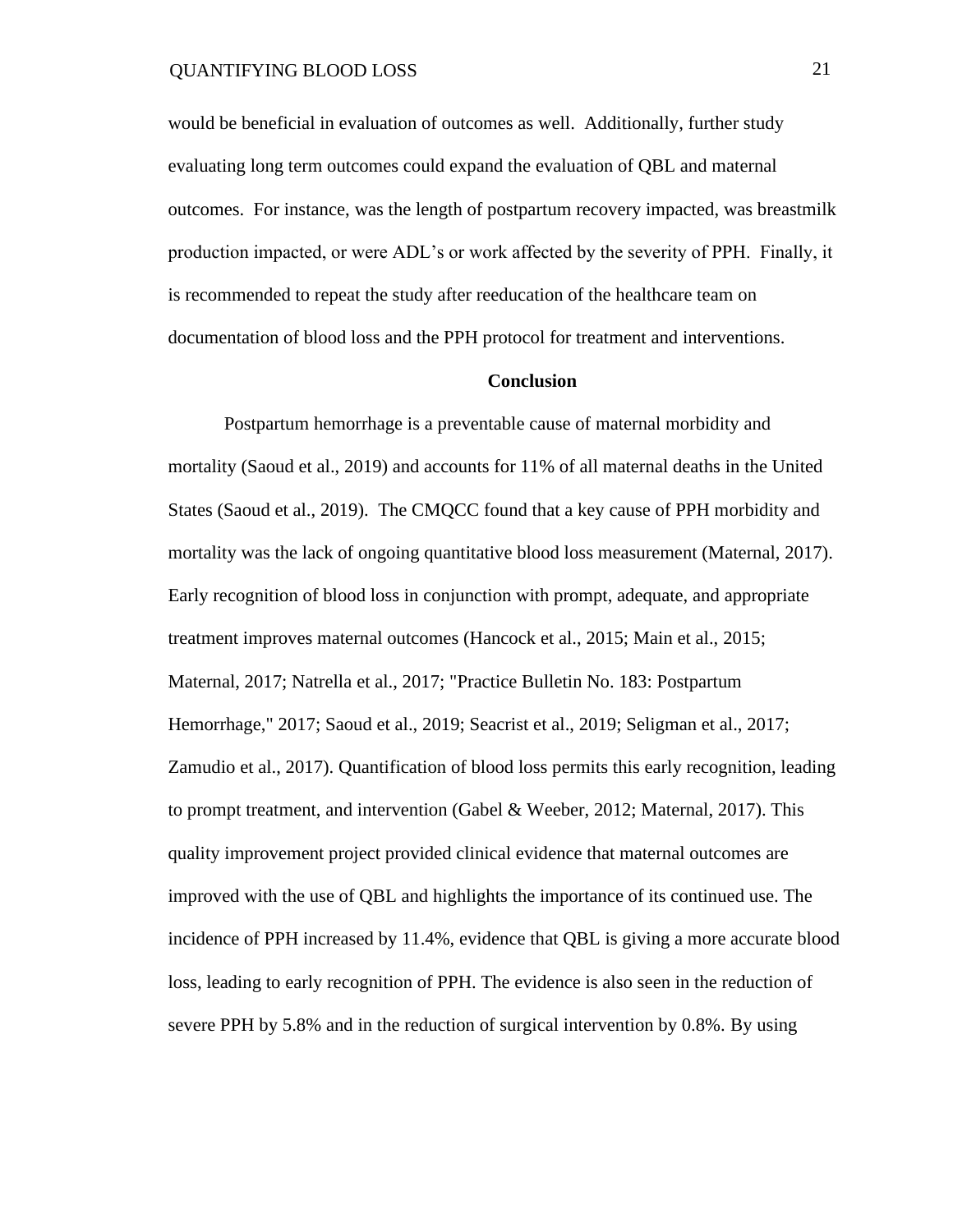would be beneficial in evaluation of outcomes as well. Additionally, further study evaluating long term outcomes could expand the evaluation of QBL and maternal outcomes. For instance, was the length of postpartum recovery impacted, was breastmilk production impacted, or were ADL's or work affected by the severity of PPH. Finally, it is recommended to repeat the study after reeducation of the healthcare team on documentation of blood loss and the PPH protocol for treatment and interventions.

## Conclusion

Postpartum hemorrhage is a preventable cause of maternal morbidity and mortality (Saoud et al., 2019) and accounts for 11% of all maternal deaths in the United States (Saoud et al., 2019). The CMQCC found that a key cause of PPH morbidity and mortality was the lack of ongoing quantitative blood loss measurement (Maternal, 2017). Early recognition of blood loss in conjunction with prompt, adequate, and appropriate treatment improves maternal outcomes (Hancock et al., 2015; Main et al., 2015; Maternal, 2017; Natrella et al., 2017; "Practice Bulletin No. 183: Postpartum Hemorrhage," 2017; Saoud et al., 2019; Seacrist et al., 2019; Seligman et al., 2017; Zamudio et al., 2017). Quantification of blood loss permits this early recognition, leading to prompt treatment, and intervention (Gabel & Weeber, 2012; Maternal, 2017). This quality improvement project provided clinical evidence that maternal outcomes are improved with the use of QBL and highlights the importance of its continued use. The incidence of PPH increased by 11.4%, evidence that QBL is giving a more accurate blood loss, leading to early recognition of PPH. The evidence is also seen in the reduction of severe PPH by 5.8% and in the reduction of surgical intervention by 0.8%. By using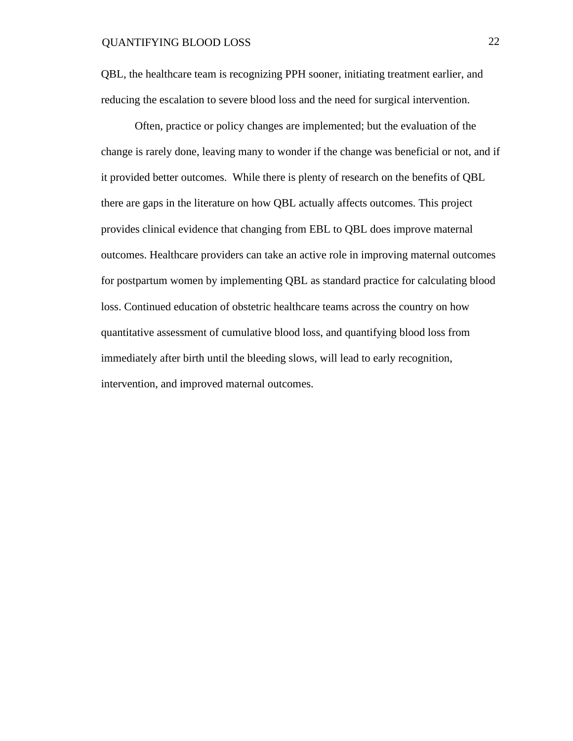QBL, the healthcare team is recognizing PPH sooner, initiating treatment earlier, and reducing the escalation to severe blood loss and the need for surgical intervention.

Often, practice or policy changes are implemented; but the evaluation of the change is rarely done, leaving many to wonder if the change was beneficial or not, and if it provided better outcomes. While there is plenty of research on the benefits of QBL there are gaps in the literature on how QBL actually affects outcomes. This project provides clinical evidence that changing from EBL to QBL does improve maternal outcomes. Healthcare providers can take an active role in improving maternal outcomes for postpartum women by implementing QBL as standard practice for calculating blood loss. Continued education of obstetric healthcare teams across the country on how quantitative assessment of cumulative blood loss, and quantifying blood loss from immediately after birth until the bleeding slows, will lead to early recognition, intervention, and improved maternal outcomes.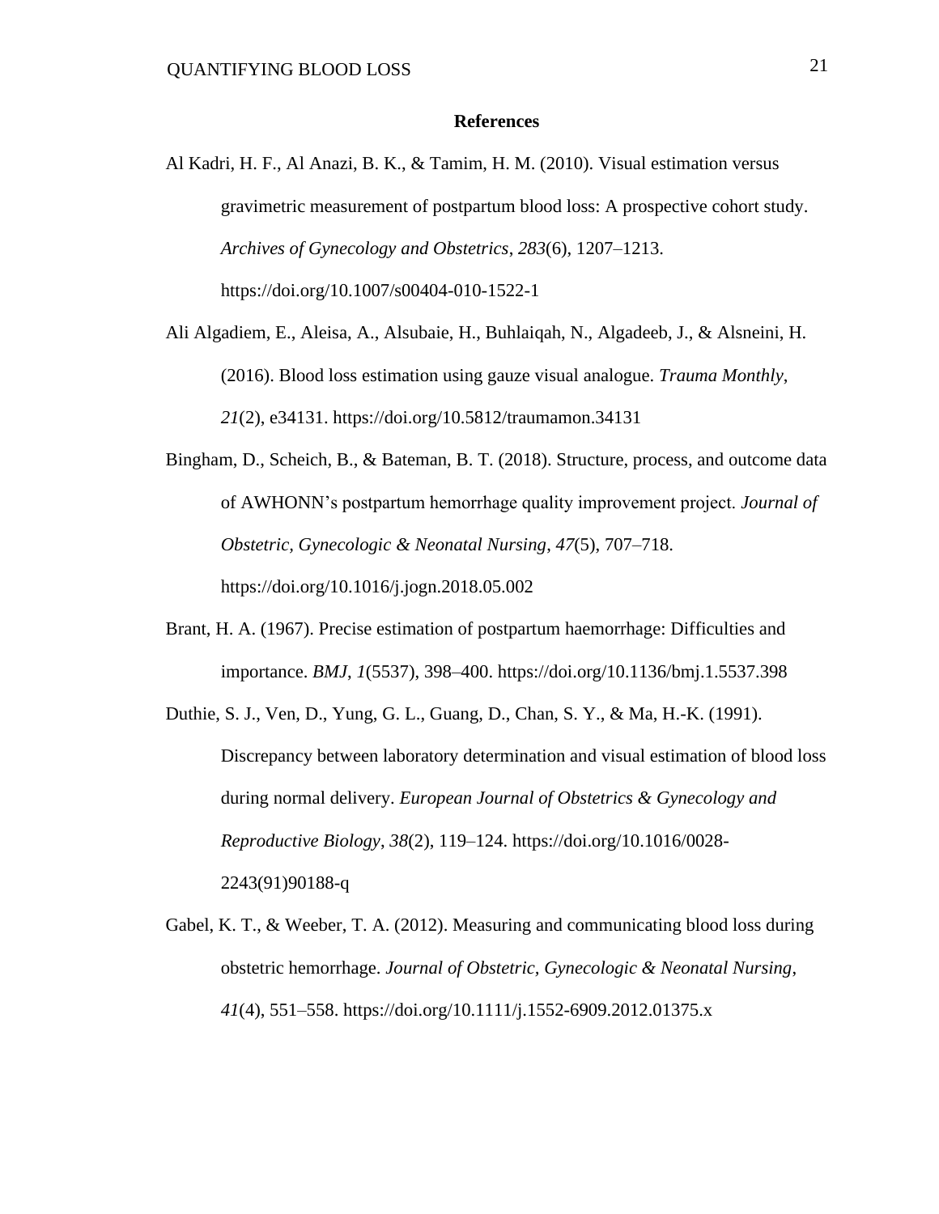## References

Al Kadri, H. F., Al Anazi, B. K., & Tamim, H. M. (2010). Visual estimation versus gravimetric measurement of postpartum blood loss: A prospective cohort study. *Archives of Gynecology and Obstetrics*, *283*(6), 1207–1213. https://doi.org/10.1007/s00404-010-1522-1

Ali Algadiem, E., Aleisa, A., Alsubaie, H., Buhlaiqah, N., Algadeeb, J., & Alsneini, H. (2016). Blood loss estimation using gauze visual analogue. *Trauma Monthly*, *21*(2), e34131. https://doi.org/10.5812/traumamon.34131

Bingham, D., Scheich, B., & Bateman, B. T. (2018). Structure, process, and outcome data of AWHONN's postpartum hemorrhage quality improvement project. *Journal of Obstetric, Gynecologic & Neonatal Nursing*, *47*(5), 707–718. https://doi.org/10.1016/j.jogn.2018.05.002

Brant, H. A. (1967). Precise estimation of postpartum haemorrhage: Difficulties and importance. *BMJ*, *1*(5537), 398–400. https://doi.org/10.1136/bmj.1.5537.398

Duthie, S. J., Ven, D., Yung, G. L., Guang, D., Chan, S. Y., & Ma, H.-K. (1991). Discrepancy between laboratory determination and visual estimation of blood loss during normal delivery. *European Journal of Obstetrics & Gynecology and Reproductive Biology*, *38*(2), 119–124. https://doi.org/10.1016/0028-2243(91)90188-q

Gabel, K. T., & Weeber, T. A. (2012). Measuring and communicating blood loss during obstetric hemorrhage. *Journal of Obstetric, Gynecologic & Neonatal Nursing*, *41*(4), 551–558. https://doi.org/10.1111/j.1552-6909.2012.01375.x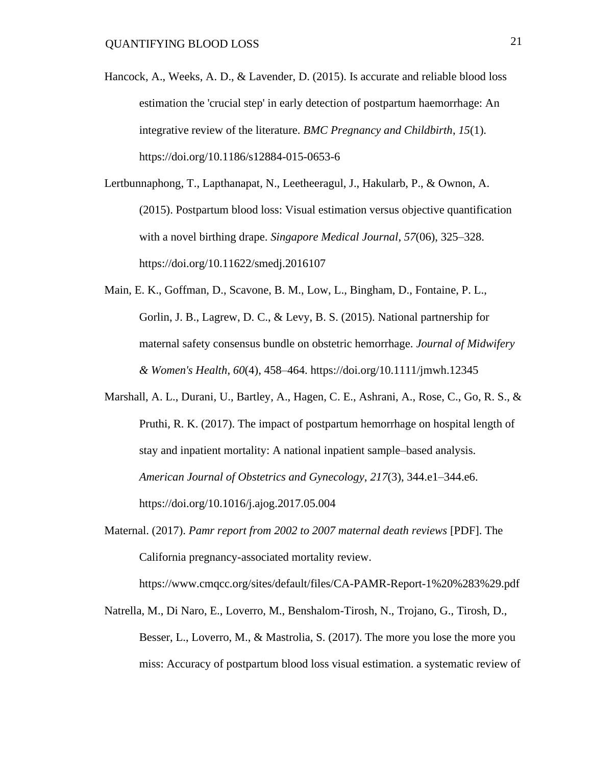Hancock, A., Weeks, A. D., & Lavender, D. (2015). Is accurate and reliable blood loss estimation the 'crucial step' in early detection of postpartum haemorrhage: An integrative review of the literature. *BMC Pregnancy and Childbirth*, *15*(1). https://doi.org/10.1186/s12884-015-0653-6

Lertbunnaphong, T., Lapthanapat, N., Leetheeragul, J., Hakularb, P., & Ownon, A. (2015). Postpartum blood loss: Visual estimation versus objective quantification with a novel birthing drape. *Singapore Medical Journal*, *57*(06), 325–328. https://doi.org/10.11622/smedj.2016107

Main, E. K., Goffman, D., Scavone, B. M., Low, L., Bingham, D., Fontaine, P. L., Gorlin, J. B., Lagrew, D. C., & Levy, B. S. (2015). National partnership for maternal safety consensus bundle on obstetric hemorrhage. *Journal of Midwifery & Women's Health*, *60*(4), 458–464. https://doi.org/10.1111/jmwh.12345

Marshall, A. L., Durani, U., Bartley, A., Hagen, C. E., Ashrani, A., Rose, C., Go, R. S., & Pruthi, R. K. (2017). The impact of postpartum hemorrhage on hospital length of stay and inpatient mortality: A national inpatient sample–based analysis. *American Journal of Obstetrics and Gynecology*, *217*(3), 344.e1–344.e6. https://doi.org/10.1016/j.ajog.2017.05.004

Maternal. (2017). *Pamr report from 2002 to 2007 maternal death reviews* [PDF]. The California pregnancy-associated mortality review. https://www.cmqcc.org/sites/default/files/CA-PAMR-Report-1%20%283%29.pdf

Natrella, M., Di Naro, E., Loverro, M., Benshalom-Tirosh, N., Trojano, G., Tirosh, D., Besser, L., Loverro, M., & Mastrolia, S. (2017). The more you lose the more you miss: Accuracy of postpartum blood loss visual estimation. a systematic review of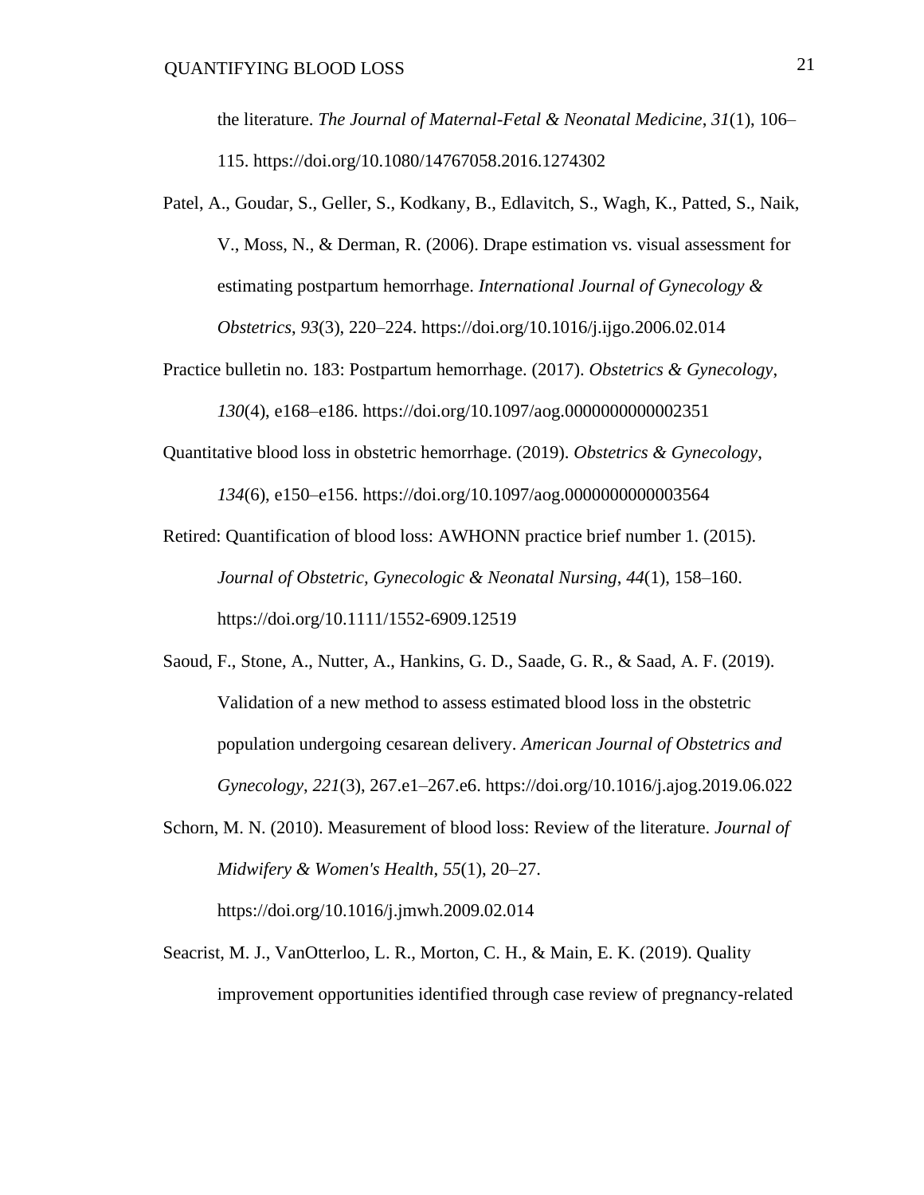the literature. *The Journal of Maternal-Fetal & Neonatal Medicine*, *31*(1), 106–115. https://doi.org/10.1080/14767058.2016.1274302

Patel, A., Goudar, S., Geller, S., Kodkany, B., Edlavitch, S., Wagh, K., Patted, S., Naik, V., Moss, N., & Derman, R. (2006). Drape estimation vs. visual assessment for estimating postpartum hemorrhage. *International Journal of Gynecology & Obstetrics*, *93*(3), 220–224. https://doi.org/10.1016/j.ijgo.2006.02.014

Practice bulletin no. 183: Postpartum hemorrhage. (2017). *Obstetrics & Gynecology*, *130*(4), e168–e186. https://doi.org/10.1097/aog.0000000000002351

Quantitative blood loss in obstetric hemorrhage. (2019). *Obstetrics & Gynecology*, *134*(6), e150–e156. https://doi.org/10.1097/aog.0000000000003564

Retired: Quantification of blood loss: AWHONN practice brief number 1. (2015). *Journal of Obstetric, Gynecologic & Neonatal Nursing*, *44*(1), 158–160. https://doi.org/10.1111/1552-6909.12519

Saoud, F., Stone, A., Nutter, A., Hankins, G. D., Saade, G. R., & Saad, A. F. (2019). Validation of a new method to assess estimated blood loss in the obstetric population undergoing cesarean delivery. *American Journal of Obstetrics and Gynecology*, *221*(3), 267.e1–267.e6. https://doi.org/10.1016/j.ajog.2019.06.022

Schorn, M. N. (2010). Measurement of blood loss: Review of the literature. *Journal of Midwifery & Women's Health*, *55*(1), 20–27. https://doi.org/10.1016/j.jmwh.2009.02.014

Seacrist, M. J., VanOtterloo, L. R., Morton, C. H., & Main, E. K. (2019). Quality improvement opportunities identified through case review of pregnancy-related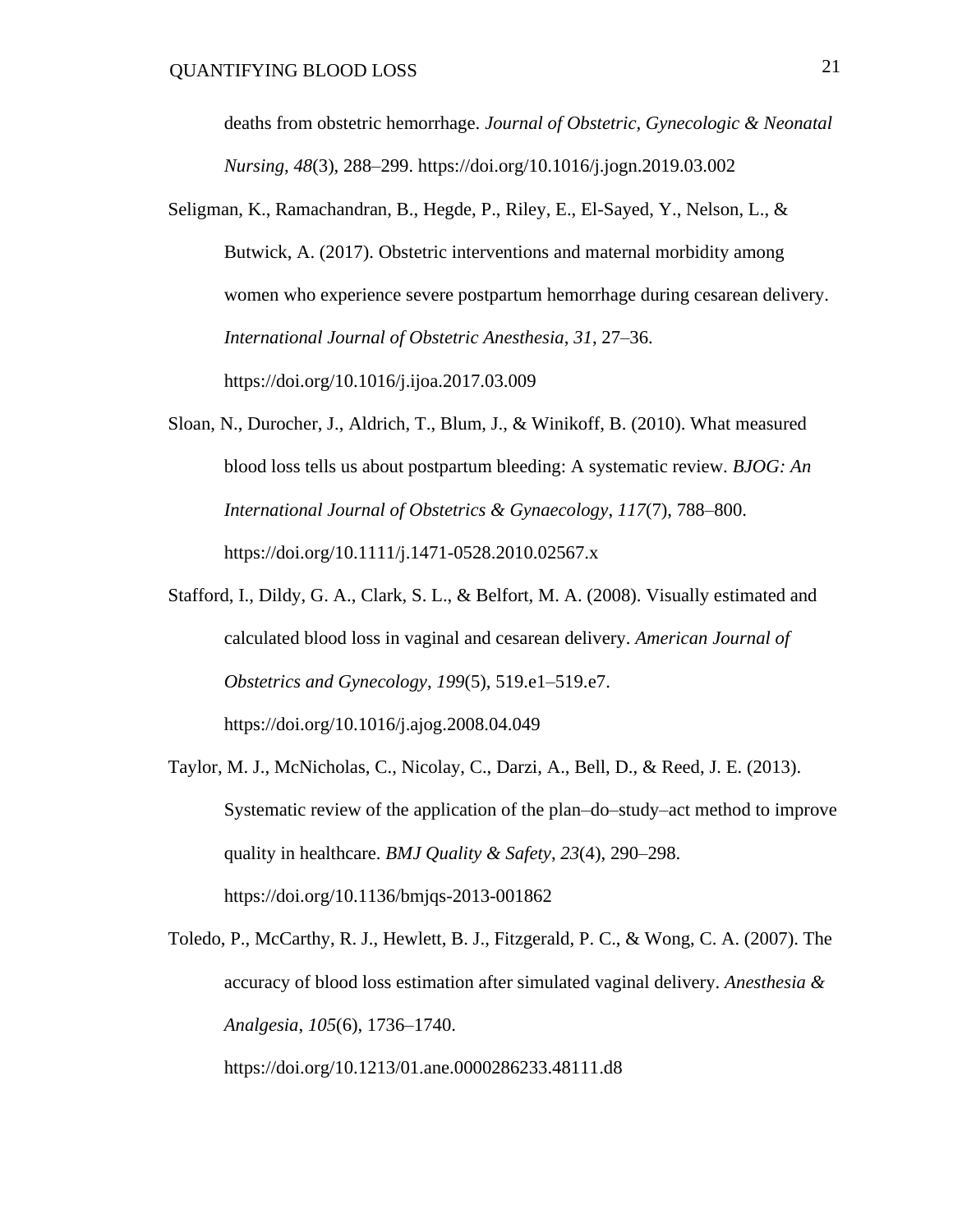deaths from obstetric hemorrhage. *Journal of Obstetric, Gynecologic & Neonatal Nursing*, *48*(3), 288–299. https://doi.org/10.1016/j.jogn.2019.03.002

Seligman, K., Ramachandran, B., Hegde, P., Riley, E., El-Sayed, Y., Nelson, L., & Butwick, A. (2017). Obstetric interventions and maternal morbidity among women who experience severe postpartum hemorrhage during cesarean delivery. *International Journal of Obstetric Anesthesia*, *31*, 27–36. https://doi.org/10.1016/j.ijoa.2017.03.009

Sloan, N., Durocher, J., Aldrich, T., Blum, J., & Winikoff, B. (2010). What measured blood loss tells us about postpartum bleeding: A systematic review. *BJOG: An International Journal of Obstetrics & Gynaecology*, *117*(7), 788–800. https://doi.org/10.1111/j.1471-0528.2010.02567.x

Stafford, I., Dildy, G. A., Clark, S. L., & Belfort, M. A. (2008). Visually estimated and calculated blood loss in vaginal and cesarean delivery. *American Journal of Obstetrics and Gynecology*, *199*(5), 519.e1–519.e7. https://doi.org/10.1016/j.ajog.2008.04.049

Taylor, M. J., McNicholas, C., Nicolay, C., Darzi, A., Bell, D., & Reed, J. E. (2013). Systematic review of the application of the plan–do–study–act method to improve quality in healthcare. *BMJ Quality & Safety*, *23*(4), 290–298. https://doi.org/10.1136/bmjqs-2013-001862

Toledo, P., McCarthy, R. J., Hewlett, B. J., Fitzgerald, P. C., & Wong, C. A. (2007). The accuracy of blood loss estimation after simulated vaginal delivery. *Anesthesia & Analgesia*, *105*(6), 1736–1740. https://doi.org/10.1213/01.ane.0000286233.48111.d8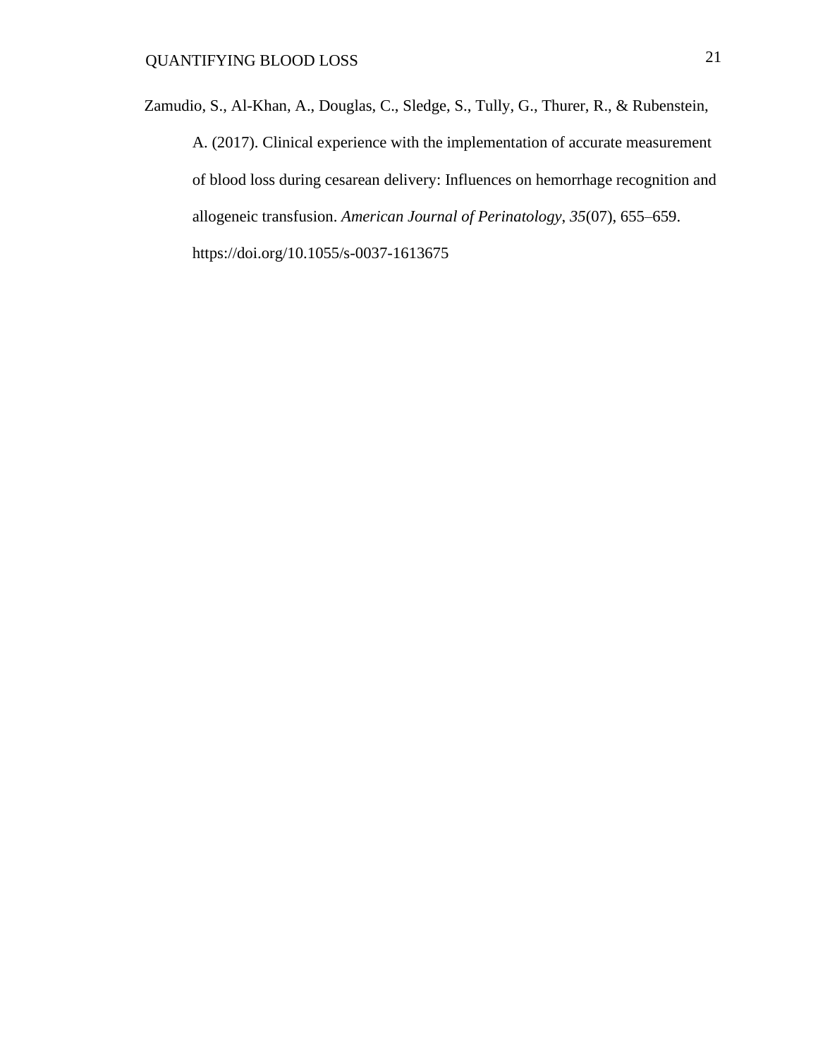Zamudio, S., Al-Khan, A., Douglas, C., Sledge, S., Tully, G., Thurer, R., & Rubenstein, A. (2017). Clinical experience with the implementation of accurate measurement of blood loss during cesarean delivery: Influences on hemorrhage recognition and allogeneic transfusion. *American Journal of Perinatology*, *35*(07), 655–659. https://doi.org/10.1055/s-0037-1613675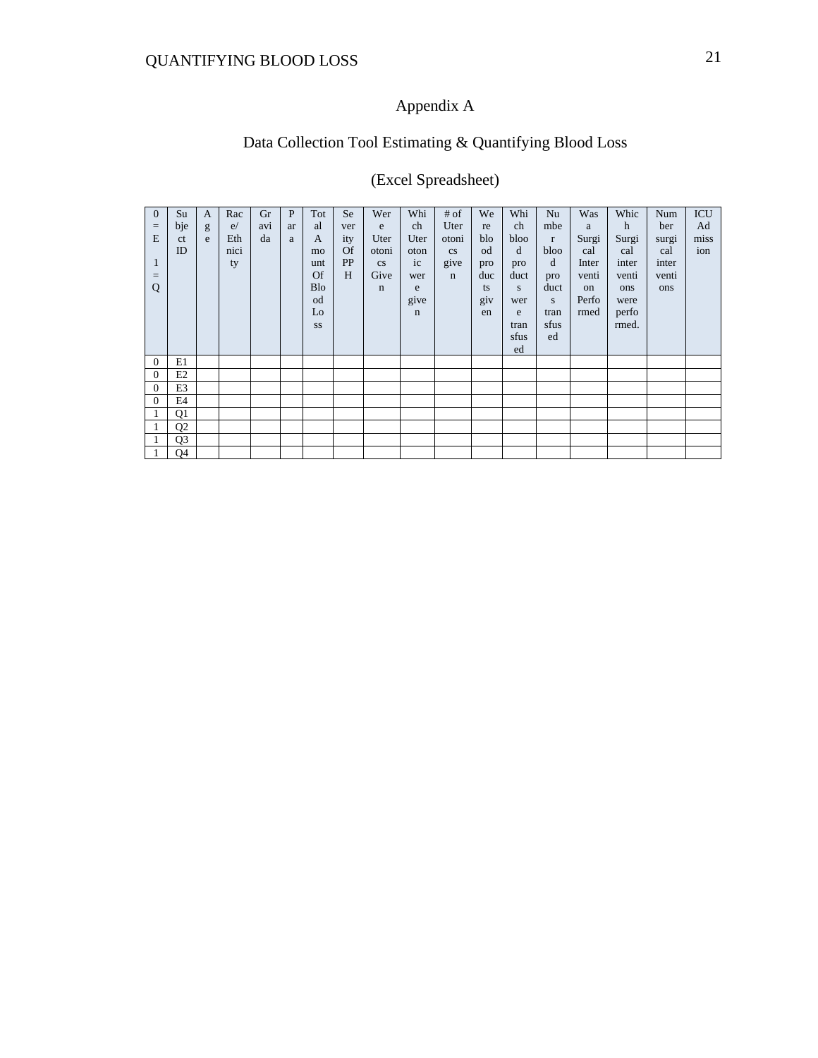# Appendix A

## Data Collection Tool Estimating & Quantifying Blood Loss

## (Excel Spreadsheet)

| 0 = E 1 = Q | Subject ID | Age | Race/ Ethnicity | Gravida | Para | Total Amount Of Blood Loss | Severity Of PPH | Were Uterotonics Given | Which Uterotonic were given | # of Uterotonics given | Were blood products given | Which blood products were transfused | Number blood products transfused | Was a Surgical Intervention Performed | Which Surgical interventions were performed. | Number surgical interventions | ICU Admission |
|---|---|---|---|---|---|---|---|---|---|---|---|---|---|---|---|---|---|
| 0 | E1 | | | | | | | | | | | | | | | | |
| 0 | E2 | | | | | | | | | | | | | | | | |
| 0 | E3 | | | | | | | | | | | | | | | | |
| 0 | E4 | | | | | | | | | | | | | | | | |
| 1 | Q1 | | | | | | | | | | | | | | | | |
| 1 | Q2 | | | | | | | | | | | | | | | | |
| 1 | Q3 | | | | | | | | | | | | | | | | |
| 1 | Q4 | | | | | | | | | | | | | | | | |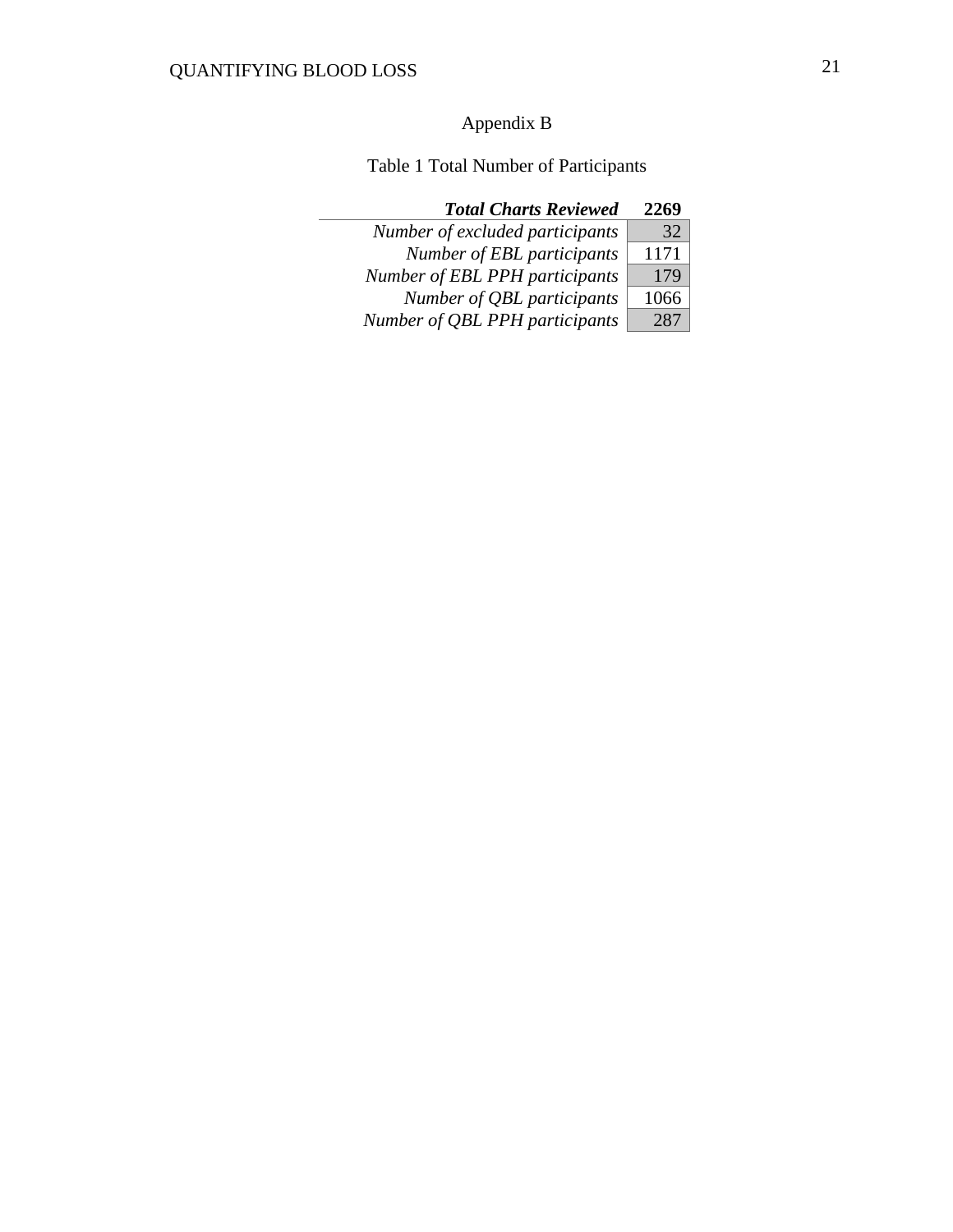# Appendix B

Table 1 Total Number of Participants

| ***Total Charts Reviewed*** | **2269** |
|---:|---:|
| *Number of excluded participants* | 32 |
| *Number of EBL participants* | 1171 |
| *Number of EBL PPH participants* | 179 |
| *Number of QBL participants* | 1066 |
| *Number of QBL PPH participants* | 287 |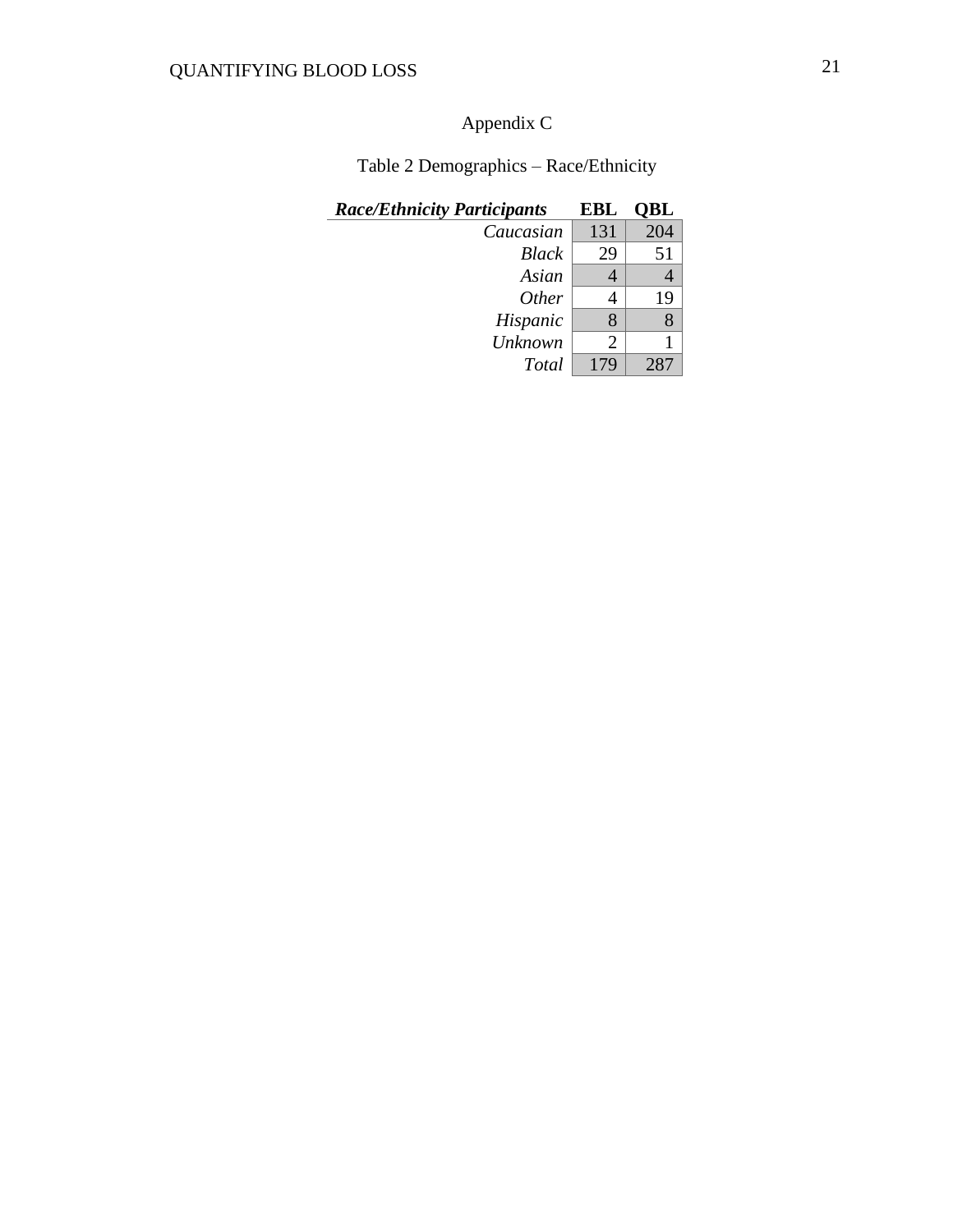## Appendix C

Table 2 Demographics – Race/Ethnicity

| ***Race/Ethnicity Participants*** | **EBL** | **QBL** |
|---|---|---|
| *Caucasian* | 131 | 204 |
| *Black* | 29 | 51 |
| *Asian* | 4 | 4 |
| *Other* | 4 | 19 |
| *Hispanic* | 8 | 8 |
| *Unknown* | 2 | 1 |
| *Total* | 179 | 287 |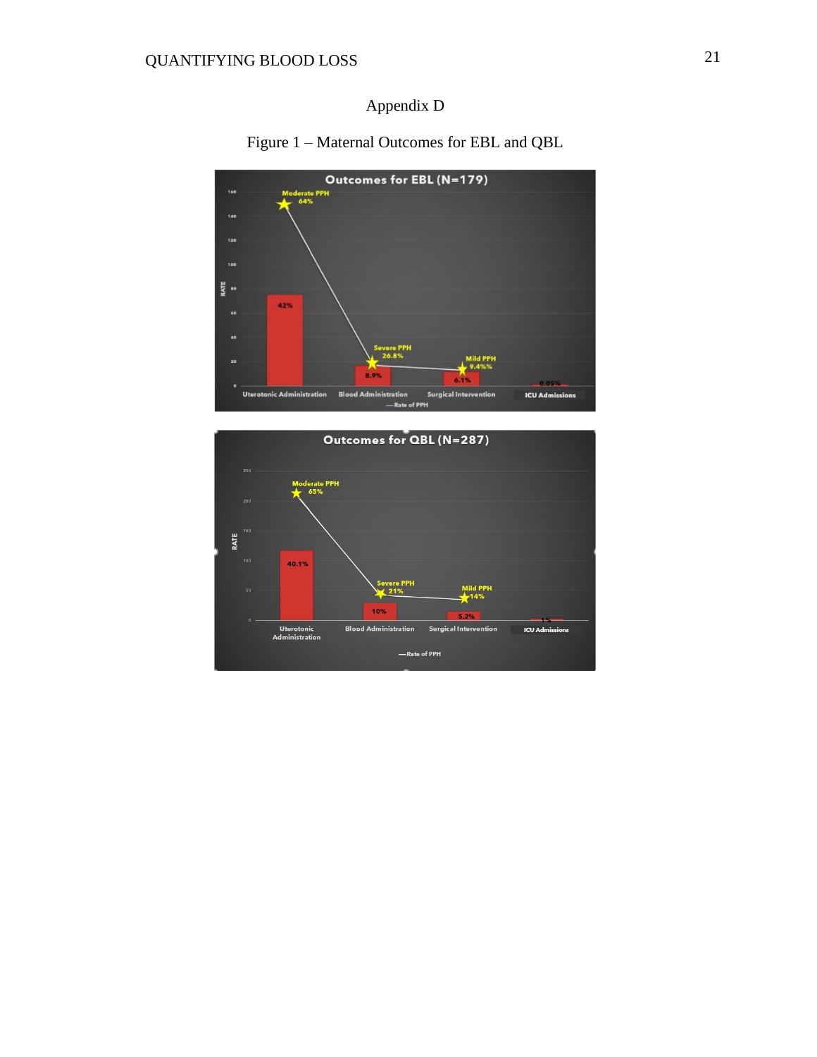## Appendix D

Figure 1 – Maternal Outcomes for EBL and QBL

Outcomes for EBL (N=179)

RATE

0
20
40
60
80
100
120
140
160

Moderate PPH 64%
Severe PPH 26.8%
Mild PPH 9.4%%

42%
8.9%
6.1%
0.05%

Uterotonic Administration
Blood Administration
Surgical Intervention
ICU Admissions

Rate of PPH

Outcomes for QBL (N=287)

RATE

0
50
100
150
200
250

Moderate PPH 65%
Severe PPH 21%
Mild PPH 14%

40.1%
10%
5.2%
1%

Uterotonic Administration
Blood Administration
Surgical Intervention
ICU Admissions

Rate of PPH